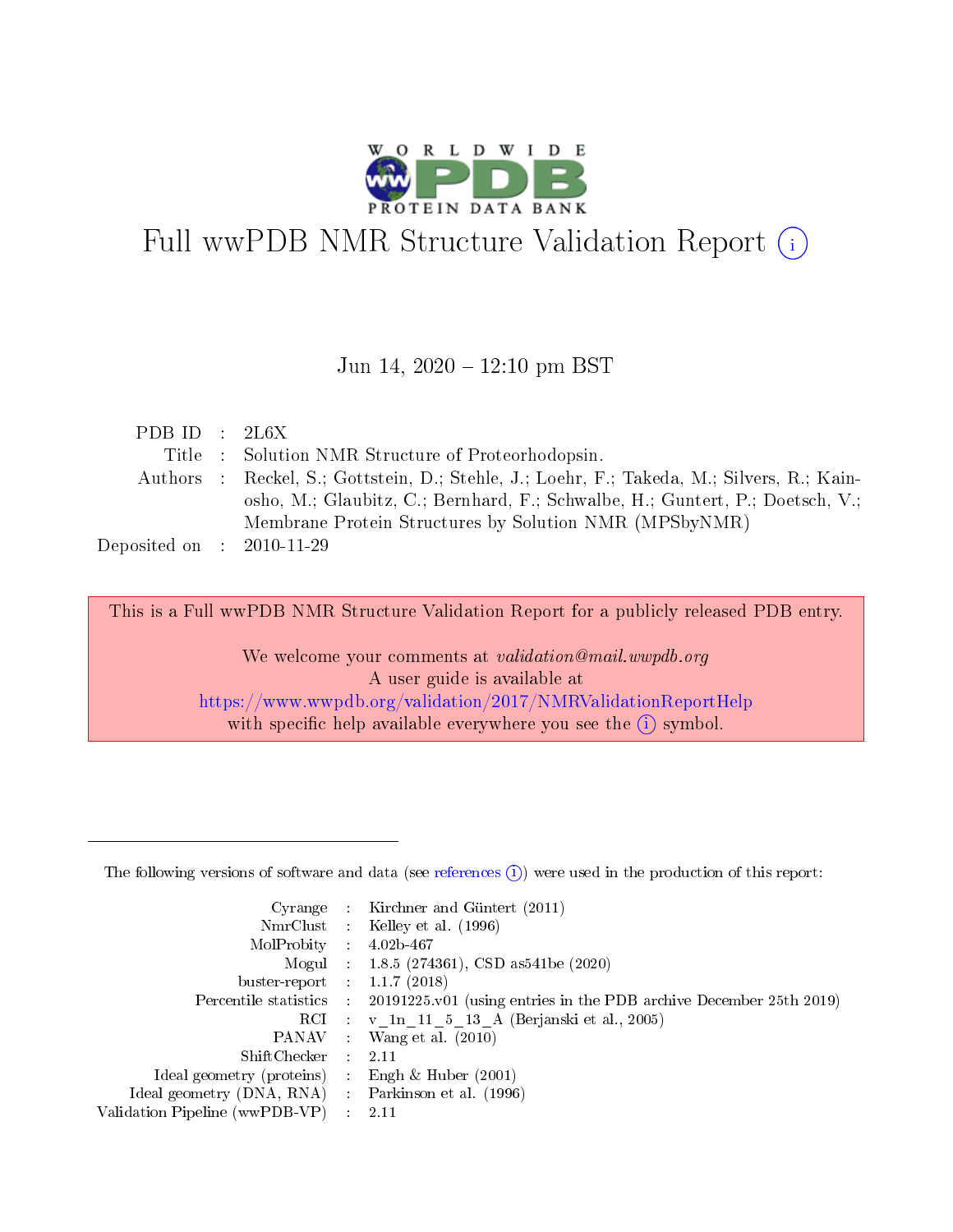# Full wwPDB NMR Structure Validation Report (i)

Jun 14, 2020 – 12:10 pm BST

| | | |
|---|---|---|
| PDB ID | : | 2L6X |
| Title | : | Solution NMR Structure of Proteorhodopsin. |
| Authors | : | Reckel, S.; Gottstein, D.; Stehle, J.; Loehr, F.; Takeda, M.; Silvers, R.; Kainosho, M.; Glaubitz, C.; Bernhard, F.; Schwalbe, H.; Guntert, P.; Doetsch, V.; Membrane Protein Structures by Solution NMR (MPSbyNMR) |
| Deposited on | : | 2010-11-29 |

This is a Full wwPDB NMR Structure Validation Report for a publicly released PDB entry.

We welcome your comments at *validation@mail.wwpdb.org*
A user guide is available at
https://www.wwpdb.org/validation/2017/NMRValidationReportHelp
with specific help available everywhere you see the (i) symbol.

---

The following versions of software and data (see references (i)) were used in the production of this report:

| | | |
|---|---|---|
| Cyrange | : | Kirchner and Güntert (2011) |
| NmrClust | : | Kelley et al. (1996) |
| MolProbity | : | 4.02b-467 |
| Mogul | : | 1.8.5 (274361), CSD as541be (2020) |
| buster-report | : | 1.1.7 (2018) |
| Percentile statistics | : | 20191225.v01 (using entries in the PDB archive December 25th 2019) |
| RCI | : | v_1n_11_5_13_A (Berjanski et al., 2005) |
| PANAV | : | Wang et al. (2010) |
| ShiftChecker | : | 2.11 |
| Ideal geometry (proteins) | : | Engh & Huber (2001) |
| Ideal geometry (DNA, RNA) | : | Parkinson et al. (1996) |
| Validation Pipeline (wwPDB-VP) | : | 2.11 |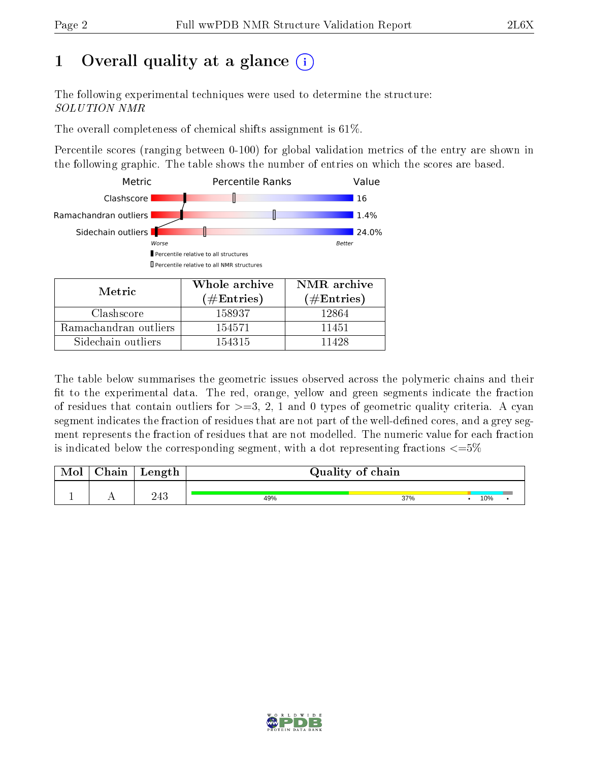# 1 Overall quality at a glance (i)

The following experimental techniques were used to determine the structure:
*SOLUTION NMR*

The overall completeness of chemical shifts assignment is 61%.

Percentile scores (ranging between 0-100) for global validation metrics of the entry are shown in the following graphic. The table shows the number of entries on which the scores are based.

| Metric | Value |
|---|---|
| Clashscore | 16 |
| Ramachandran outliers | 1.4% |
| Sidechain outliers | 24.0% |

Worse — Better

▮ Percentile relative to all structures

▯ Percentile relative to all NMR structures

| Metric | Whole archive (#Entries) | NMR archive (#Entries) |
|---|---|---|
| Clashscore | 158937 | 12864 |
| Ramachandran outliers | 154571 | 11451 |
| Sidechain outliers | 154315 | 11428 |

The table below summarises the geometric issues observed across the polymeric chains and their fit to the experimental data. The red, orange, yellow and green segments indicate the fraction of residues that contain outliers for >=3, 2, 1 and 0 types of geometric quality criteria. A cyan segment indicates the fraction of residues that are not part of the well-defined cores, and a grey segment represents the fraction of residues that are not modelled. The numeric value for each fraction is indicated below the corresponding segment, with a dot representing fractions <=5%

| Mol | Chain | Length | Quality of chain |
|---|---|---|---|
| 1 | A | 243 | 49% · 37% · • · 10% · • |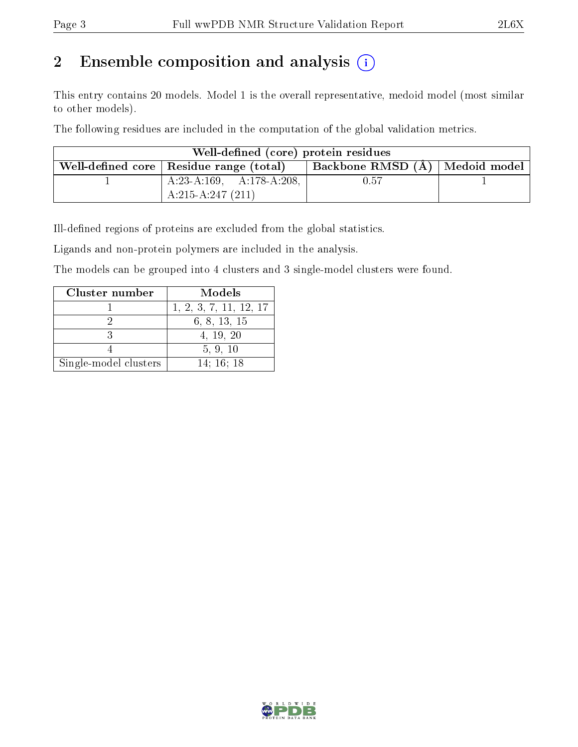## 2 Ensemble composition and analysis

This entry contains 20 models. Model 1 is the overall representative, medoid model (most similar to other models).

The following residues are included in the computation of the global validation metrics.

| Well-defined (core) protein residues | | | |
|---|---|---|---|
| Well-defined core | Residue range (total) | Backbone RMSD (Å) | Medoid model |
| 1 | A:23-A:169, A:178-A:208, A:215-A:247 (211) | 0.57 | 1 |

Ill-defined regions of proteins are excluded from the global statistics.

Ligands and non-protein polymers are included in the analysis.

The models can be grouped into 4 clusters and 3 single-model clusters were found.

| Cluster number | Models |
|---|---|
| 1 | 1, 2, 3, 7, 11, 12, 17 |
| 2 | 6, 8, 13, 15 |
| 3 | 4, 19, 20 |
| 4 | 5, 9, 10 |
| Single-model clusters | 14; 16; 18 |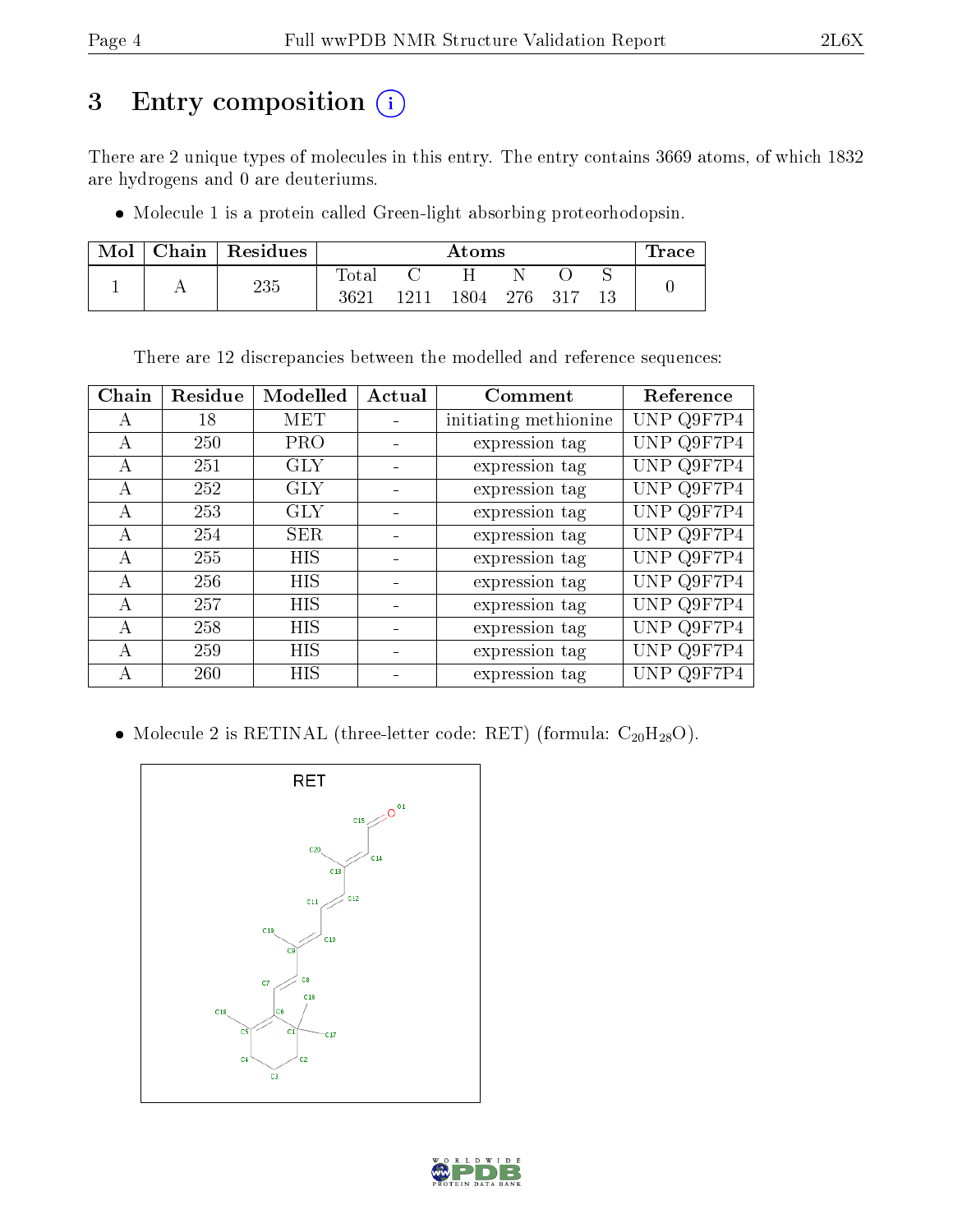# 3 Entry composition

There are 2 unique types of molecules in this entry. The entry contains 3669 atoms, of which 1832 are hydrogens and 0 are deuteriums.

- Molecule 1 is a protein called Green-light absorbing proteorhodopsin.

| Mol | Chain | Residues | Atoms | | | | | | Trace |
|---|---|---|---|---|---|---|---|---|---|
| | | | Total | C | H | N | O | S | |
| 1 | A | 235 | 3621 | 1211 | 1804 | 276 | 317 | 13 | 0 |

There are 12 discrepancies between the modelled and reference sequences:

| Chain | Residue | Modelled | Actual | Comment | Reference |
|---|---|---|---|---|---|
| A | 18 | MET | - | initiating methionine | UNP Q9F7P4 |
| A | 250 | PRO | - | expression tag | UNP Q9F7P4 |
| A | 251 | GLY | - | expression tag | UNP Q9F7P4 |
| A | 252 | GLY | - | expression tag | UNP Q9F7P4 |
| A | 253 | GLY | - | expression tag | UNP Q9F7P4 |
| A | 254 | SER | - | expression tag | UNP Q9F7P4 |
| A | 255 | HIS | - | expression tag | UNP Q9F7P4 |
| A | 256 | HIS | - | expression tag | UNP Q9F7P4 |
| A | 257 | HIS | - | expression tag | UNP Q9F7P4 |
| A | 258 | HIS | - | expression tag | UNP Q9F7P4 |
| A | 259 | HIS | - | expression tag | UNP Q9F7P4 |
| A | 260 | HIS | - | expression tag | UNP Q9F7P4 |

- Molecule 2 is RETINAL (three-letter code: RET) (formula: $C_{20}H_{28}O$).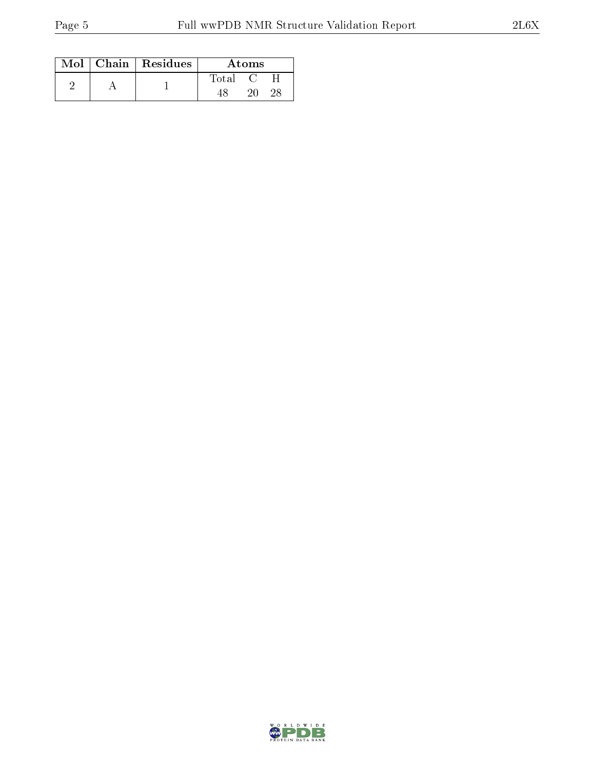| Mol | Chain | Residues | Atoms | | |
|---|---|---|---|---|---|
| | | | Total | C | H |
| 2 | A | 1 | 48 | 20 | 28 |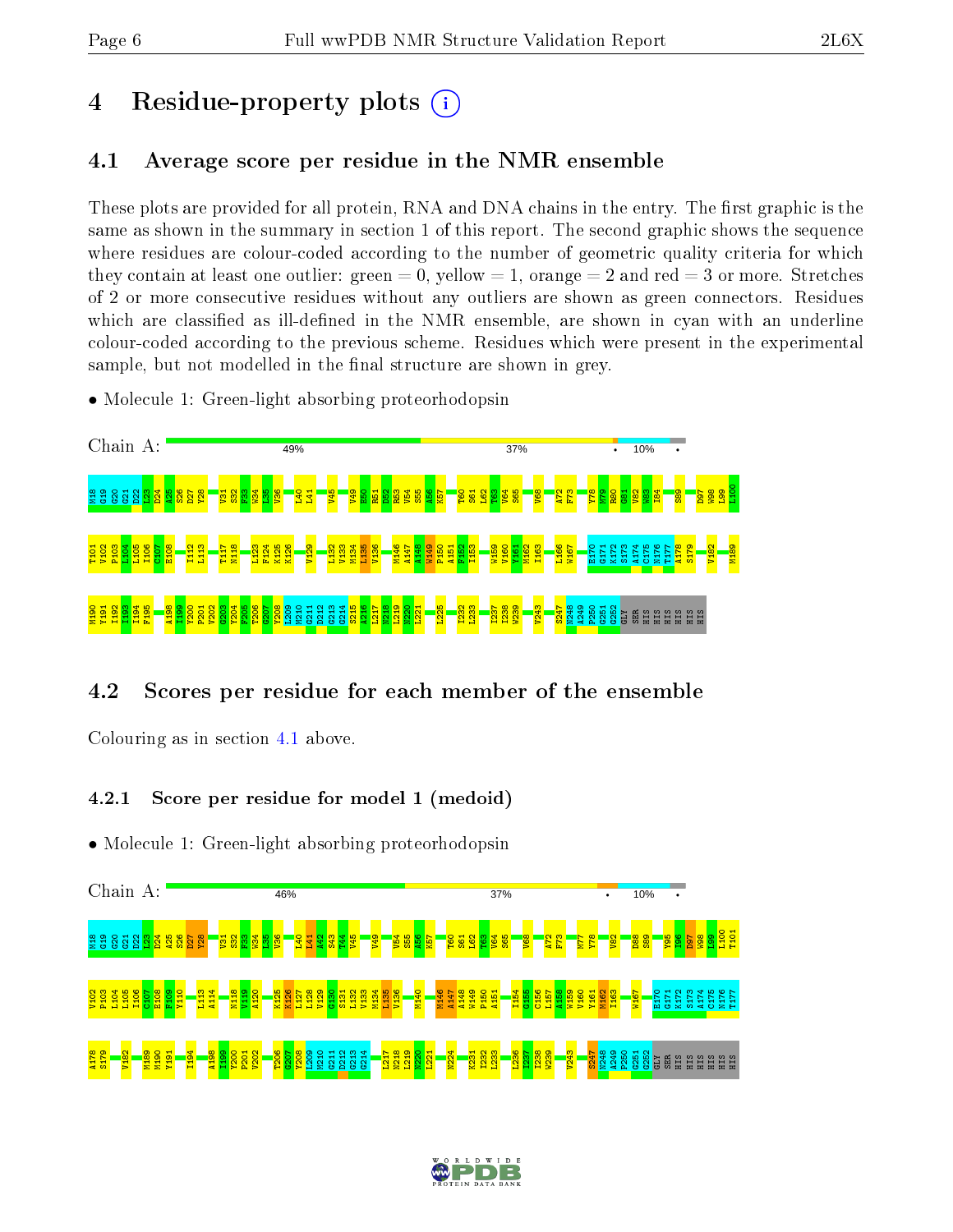# 4 Residue-property plots

## 4.1 Average score per residue in the NMR ensemble

These plots are provided for all protein, RNA and DNA chains in the entry. The first graphic is the same as shown in the summary in section 1 of this report. The second graphic shows the sequence where residues are colour-coded according to the number of geometric quality criteria for which they contain at least one outlier: green = 0, yellow = 1, orange = 2 and red = 3 or more. Stretches of 2 or more consecutive residues without any outliers are shown as green connectors. Residues which are classified as ill-defined in the NMR ensemble, are shown in cyan with an underline colour-coded according to the previous scheme. Residues which were present in the experimental sample, but not modelled in the final structure are shown in grey.

- Molecule 1: Green-light absorbing proteorhodopsin

Chain A: 49% 37% • 10% •

M18 G19 G20 G21 D22 L23 D24 A25 S26 D27 Y28 V31 S32 F33 W34 L35 V36 I41 L41 V45 V49 E50 R51 D52 R53 V54 S55 A56 K57 T60 S61 L62 T63 V64 S65 V68 A72 F73 Y78 M79 R80 G81 V82 W83 I84 S89 D97 W98 L99 I100 T101 V102 P103 L104 L105 I106 C107 E108 I112 L113 T117 N118 L123 F124 K125 K126 V129 L132 V133 M134 L135 V136 M146 A147 A148 W149 P150 A151 F152 I153 V159 V160 Y161 M162 I163 L166 W167 E170 G171 K172 S173 A174 C175 N176 T177 A178 S179 V182 M189 M190 Y191 I192 I193 I194 F195 A198 I199 Y200 P201 V202 G203 Y204 F205 T206 G207 T208 L209 M210 G211 D212 G213 G214 S215 A216 L217 N218 L219 N220 L221 L225 I232 L233 I237 I238 W239 V243 S247 N248 A249 P250 G251 G252 GLY SER HIS HIS HIS HIS HIS HIS

## 4.2 Scores per residue for each member of the ensemble

Colouring as in section 4.1 above.

### 4.2.1 Score per residue for model 1 (medoid)

- Molecule 1: Green-light absorbing proteorhodopsin

Chain A: 46% 37% • 10% •

M18 G19 G20 G21 D22 L23 D24 A25 S26 D27 Y28 V31 S32 F33 W34 L35 V36 L40 L41 A42 S43 T44 V45 V49 V54 S55 A56 K57 T60 S61 L62 T63 V64 S65 V68 A72 F73 M77 Y78 V82 D88 S89 Y95 I96 D97 W98 L99 L100 T101 V102 P103 L104 L105 I106 C107 E108 F109 Y110 L113 A114 N118 V119 A120 K125 K126 L127 L128 V129 G130 S131 L132 V133 M134 L135 V136 M140 M146 A147 A148 W149 P150 A151 I154 G155 C156 L157 A158 W159 V160 Y161 M162 I163 W167 E170 G171 K172 S173 A174 C175 N176 T177 A178 S179 V182 M189 M190 Y191 I194 A198 I199 Y200 P201 V202 T206 G207 T208 L209 M210 G211 D212 G213 G214 L217 N218 L219 N220 L221 N224 K231 I232 L233 L236 I237 I238 W239 V243 S247 N248 A249 P250 G251 G252 GLY SER HIS HIS HIS HIS HIS HIS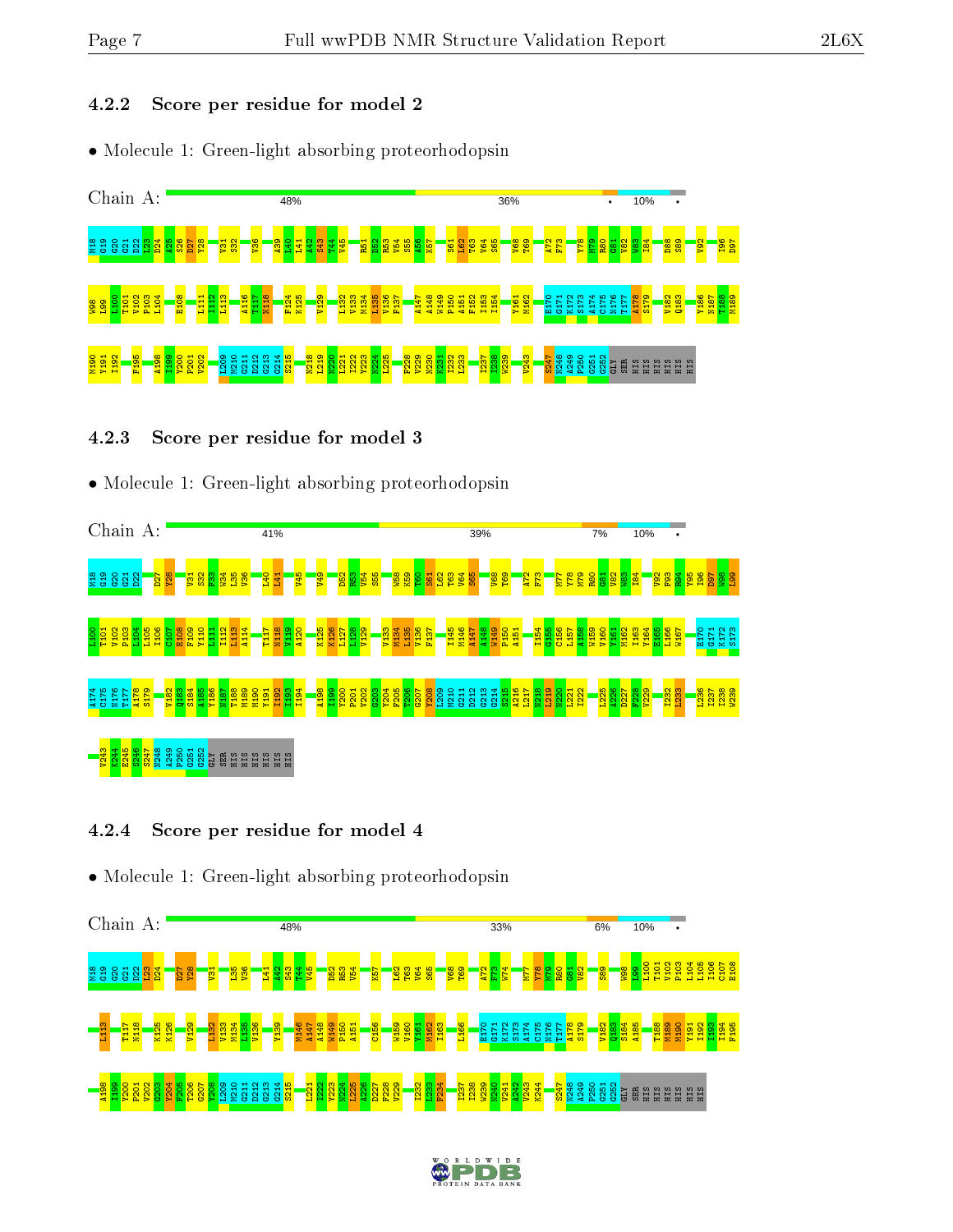### 4.2.2 Score per residue for model 2

- Molecule 1: Green-light absorbing proteorhodopsin

Chain A: 48% 36% • 10% •

M18 G19 G20 G21 D22 I23 D24 A25 S26 D27 Y28 V31 S32 V36 A39 L40 L41 A42 S43 T44 V45 R51 D52 R53 V54 S55 A56 K57 S61 L62 T63 V64 S65 V68 T69 A72 F73 Y78 M79 R80 G81 V82 W83 I84 D88 S89 V92 I96 D97 W98 L99 L100 T101 V102 P103 L104 E108 L111 I112 L113 A116 T117 N118 F124 K125 V129 L132 V133 M134 L135 V136 F137 A147 A148 W149 P150 A151 F152 I153 I154 Y161 M162 E170 G171 K172 S173 A174 C175 N176 T177 A178 S179 V182 Q183 Y186 N187 T188 M189 M190 Y191 I192 F195 A198 I199 Y200 P201 V202 L209 M210 G211 D212 G213 G214 S215 N218 L219 N220 L221 I222 Y223 N224 L225 F228 V229 N230 K231 I232 L233 I237 I238 W239 V243 S247 N248 A249 P250 G251 G252 GLY SER HIS HIS HIS HIS HIS HIS

### 4.2.3 Score per residue for model 3

- Molecule 1: Green-light absorbing proteorhodopsin

Chain A: 41% 39% 7% 10% •

M18 G19 G20 G21 D22 D27 Y28 V31 S32 F33 W34 L35 V36 L40 L41 V45 V49 D52 R53 V54 S55 W58 K59 T60 S61 L62 T63 V64 S65 V68 T69 A72 F73 M77 Y78 M79 R80 G81 V82 W83 I84 V92 F93 R94 Y95 I96 D97 W98 L99 L100 T101 V102 P103 L104 L105 I106 C107 E108 F109 Y110 L111 I112 L113 A114 T117 N118 V119 A120 K125 K126 L127 L128 V129 V133 M134 L135 V136 F137 I145 M146 A147 A148 W149 P150 A151 I154 G155 C156 L157 A158 W159 V160 Y161 M162 I163 Y164 E165 L166 W167 E170 G171 K172 S173 A174 C175 N176 T177 A178 S179 V182 Q183 S184 A185 Y186 N187 T188 M189 M190 Y191 I192 I193 I194 A198 I199 Y200 P201 V202 G203 Y204 F205 T206 G207 Y208 L209 M210 G211 D212 G213 G214 S215 A216 L217 N218 L219 N220 L221 I222 L225 A226 D227 F228 V229 I232 L233 L236 I237 I238 W239 V243 K244 E245 S246 S247 N248 A249 P250 G251 G252 GLY SER HIS HIS HIS HIS HIS HIS

### 4.2.4 Score per residue for model 4

- Molecule 1: Green-light absorbing proteorhodopsin

Chain A: 48% 33% 6% 10% •

M18 G19 G20 G21 D22 L23 D24 D27 Y28 V31 L35 V36 L41 A42 S43 T44 V45 D52 R53 V54 K57 L62 T63 V64 S65 V68 T69 A72 F73 W74 M77 Y78 M79 R80 G81 V82 S89 W98 L99 L100 T101 V102 P103 L104 L105 I106 C107 E108 L113 T117 N118 K125 K126 V129 L132 V133 M134 L135 V136 Y139 M146 A147 A148 W149 P150 A151 C156 W159 V160 Y161 M162 I163 L166 E170 G171 K172 S173 A174 C175 N176 T177 A178 S179 V182 Q183 S184 A185 T188 M189 M190 Y191 I192 I193 I194 F195 A198 I199 Y200 P201 V202 G203 Y204 F205 T206 G207 Y208 L209 M210 G211 D212 G213 G214 S215 L221 I222 Y223 N224 L225 A226 D227 F228 V229 I232 L233 F234 I237 I238 W239 V240 A241 A242 V243 K244 S247 N248 A249 P250 G251 G252 GLY SER HIS HIS HIS HIS HIS HIS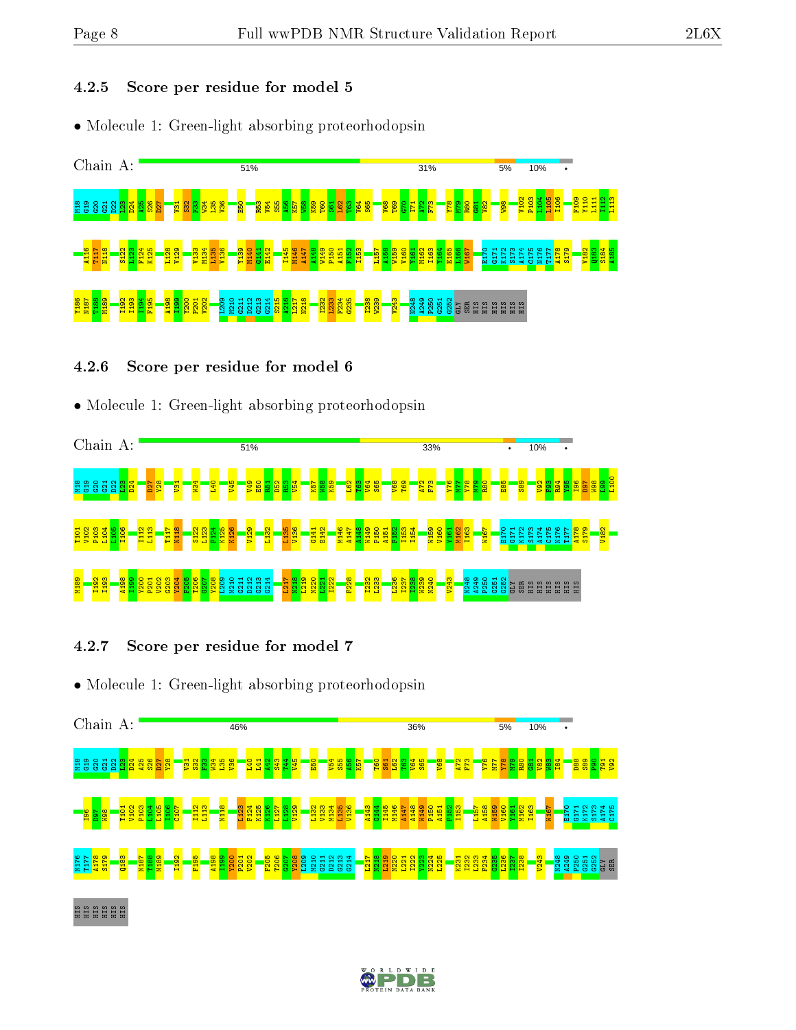### 4.2.5 Score per residue for model 5

- Molecule 1: Green-light absorbing proteorhodopsin

Chain A: 51% | 31% | 5% | 10% | •

M18 G19 G20 G21 D22 L23 D24 A25 S26 D27 V31 S32 F33 W34 L35 V36 E50 R53 V54 S55 A56 K57 W58 K59 T60 S61 L62 T63 V64 S65 Y68 T69 G70 I71 A72 F73 Y78 M79 R80 G81 V82 W98 V102 P103 L104 L105 I106 F109 Y110 L111 I112 L113 A116 T117 N118 S122 L123 F124 K125 L128 V129 V133 M134 L135 V136 Y139 M140 G141 E142 I145 M146 A147 A148 W149 P150 A151 F152 I153 L157 A158 W159 V160 Y161 M162 I163 V164 E165 L166 W167 E170 G171 K172 S173 A174 C175 N176 T177 A178 S179 V182 Q183 S184 A185 Y186 N187 T188 M189 I192 I193 I194 F195 A198 I199 Y200 P201 V202 L209 M210 G211 D212 G213 G214 S215 A216 L217 N218 I232 L233 F234 G235 I238 W239 V243 N248 A249 P250 G251 G252 GLY SER HIS HIS HIS HIS HIS HIS

### 4.2.6 Score per residue for model 6

- Molecule 1: Green-light absorbing proteorhodopsin

Chain A: 51% | 33% | • | 10% | •

M18 G19 G20 G21 D22 L23 D24 D27 Y28 V31 W34 L40 V45 V49 E50 R51 D52 R53 V54 K57 W58 K59 L62 T63 V64 S65 Y68 T69 A72 F73 Y76 M77 Y78 M79 R80 E85 S89 V92 F93 R94 Y95 I96 D97 W98 L99 L100 T101 V102 P103 L104 L105 I106 I112 L113 T117 N118 S122 L123 F124 K125 K126 V129 L132 L135 V136 G141 E142 M146 A147 A148 W149 P150 A151 F152 I153 I154 W159 V160 Y161 M162 I163 W167 E170 G171 K172 S173 A174 C175 N176 T177 A178 S179 V182 M189 I192 I193 A198 I199 Y200 P201 V202 G203 Y204 F205 T206 G207 Y208 L209 M210 G211 D212 G213 G214 L217 N218 L219 N220 L221 I222 F228 I232 L233 L236 I237 W239 N240 V243 N248 A249 P250 G251 G252 GLY SER HIS HIS HIS HIS HIS HIS

### 4.2.7 Score per residue for model 7

- Molecule 1: Green-light absorbing proteorhodopsin

Chain A: 46% | 36% | 5% | 10% | •

M18 G19 G20 G21 D22 L23 D24 A25 S26 D27 Y28 V31 S32 F33 W34 L35 V36 L40 L41 A42 S43 T44 V45 E50 V54 S55 A56 K57 T60 S61 L62 T63 V64 S65 Y68 A72 F73 Y76 M77 Y78 M79 R80 G81 V82 W83 I84 D88 S89 F90 T91 V92 I96 D97 W98 T101 V102 P103 L104 L105 I106 C107 I112 L113 N118 L123 F124 K125 K126 L127 L128 V129 L132 V133 M134 L135 V136 A143 G144 I145 M146 A147 A148 W149 P150 A151 F152 I153 L157 A158 W159 V160 Y161 M162 I163 W167 E170 G171 K172 S173 A174 C175 N176 T177 A178 S179 Q183 N187 T188 M189 I192 F195 A198 I199 Y200 P201 V202 F205 T206 G207 Y208 L209 M210 G211 D212 G213 G214 L217 N218 L219 N220 L221 I222 Y223 N224 L225 K231 I232 L233 F234 G235 L236 I237 I238 V243 N248 A249 P250 G251 G252 GLY SER HIS HIS HIS HIS HIS HIS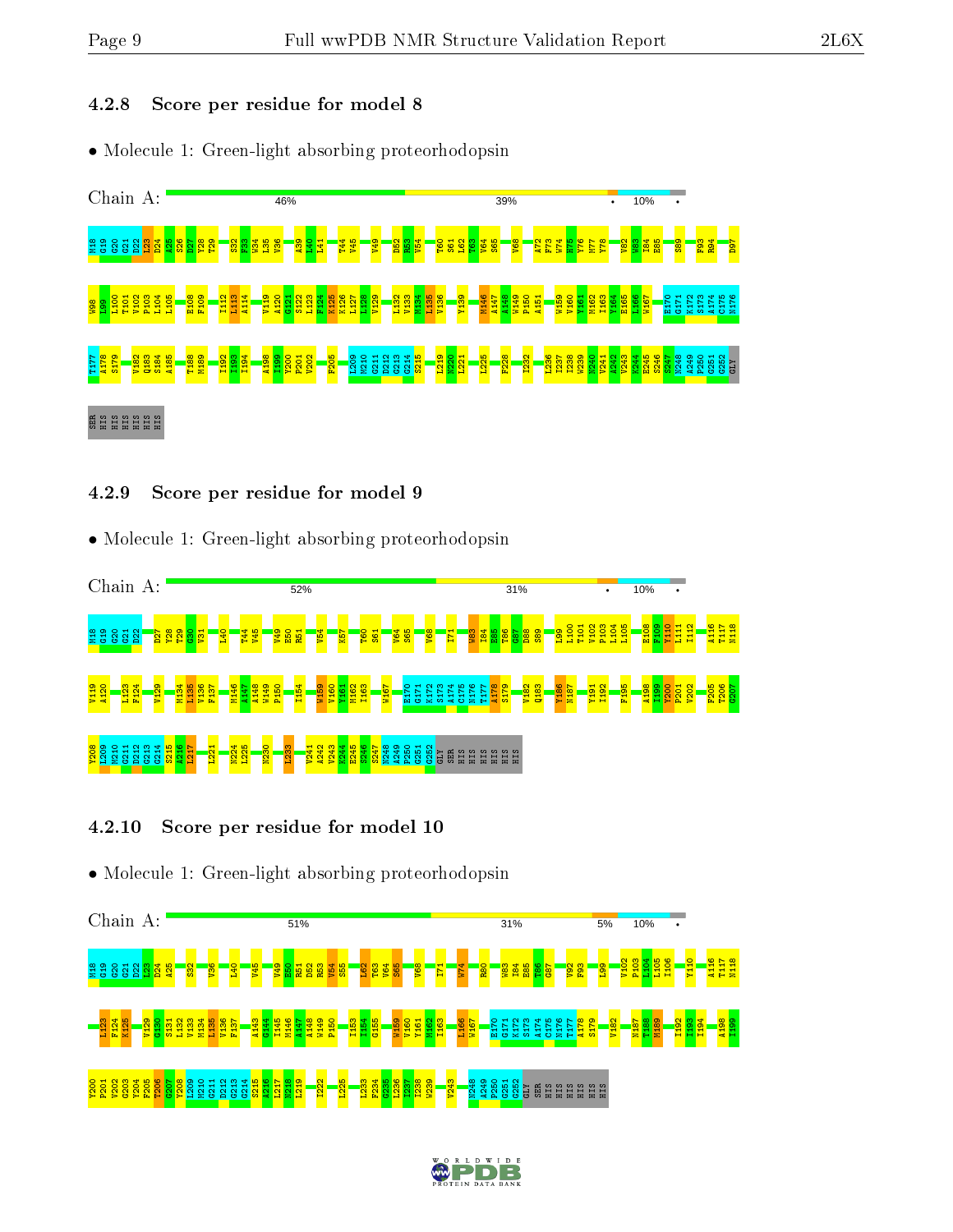### 4.2.8 Score per residue for model 8

- Molecule 1: Green-light absorbing proteorhodopsin

Chain A: 46% | 39% | • | 10% | •

M18 G19 G20 G21 D22 I23 D24 A25 S26 D27 Y28 T29 S32 F33 W34 L35 V36 A39 L40 L41 T44 V45 V49 D52 R53 V54 T60 S61 L62 T63 V64 S65 V68 A72 F73 W74 H75 Y76 M77 Y78 V82 W83 I84 E85 S89 F93 R94 D97 W98 L99 L100 T101 V102 P103 L104 L105 E108 F109 I112 L113 A114 V119 A120 G121 S122 L123 F124 K125 K126 L127 L128 V129 L132 V133 M134 L135 V136 Y139 M146 A147 A148 W149 P150 A151 W159 V160 Y161 M162 I163 V164 E165 L166 W167 E170 G171 K172 S173 A174 C175 N176 T177 A178 S179 V182 Q183 S184 A185 T188 M189 I192 I193 I194 A198 I199 Y200 P201 V202 F205 L209 M210 G211 D212 G213 G214 S215 L219 N220 L221 L225 F228 I232 L236 I237 I238 W239 N240 V241 A242 V243 K244 E245 S246 S247 N248 A249 P250 G251 G252 GLY SER HIS HIS HIS HIS HIS HIS

### 4.2.9 Score per residue for model 9

- Molecule 1: Green-light absorbing proteorhodopsin

Chain A: 52% | 31% | • | 10% | •

M18 G19 G20 G21 D22 D27 Y28 T29 G30 V31 L40 T44 V45 V49 E50 R51 V54 K57 T60 S61 V64 S65 V68 I71 W83 I84 E85 T86 G87 D88 S89 L99 L100 T101 V102 P103 L104 L105 E108 F109 Y110 L111 I112 A116 T117 N118 V119 A120 L123 F124 V129 M134 L135 V136 F137 M146 A147 A148 W149 P150 I154 W159 V160 Y161 M162 I163 W167 E170 G171 K172 S173 A174 C175 N176 T177 A178 S179 V182 Q183 Y186 N187 Y191 I192 F195 A198 I199 Y200 P201 V202 F205 T206 G207 Y208 L209 M210 G211 D212 G213 G214 S215 A216 L217 L221 N224 L225 N230 L233 V241 A242 V243 K244 E245 S246 S247 N248 A249 P250 G251 G252 GLY SER HIS HIS HIS HIS HIS HIS

### 4.2.10 Score per residue for model 10

- Molecule 1: Green-light absorbing proteorhodopsin

Chain A: 51% | 31% | 5% | 10% | •

M18 G19 G20 G21 D22 I23 D24 A25 S32 V36 L40 V45 V49 E50 R51 D52 R53 V54 S55 L62 T63 V64 S65 V68 I71 W74 R80 W83 I84 E85 T86 G87 V92 F93 L99 V102 P103 L104 L105 I106 Y110 A116 T117 N118 L123 F124 K125 V129 G130 S131 L132 V133 M134 L135 V136 F137 A143 G144 I145 M146 A147 A148 W149 P150 I153 I154 G155 W159 V160 Y161 M162 I163 L166 W167 E170 G171 K172 S173 A174 C175 N176 T177 A178 S179 V182 N187 T188 M189 I192 I193 I194 A198 I199 Y200 P201 V202 G203 Y204 F205 T206 G207 Y208 L209 M210 G211 D212 G213 G214 S215 A216 L217 N218 L219 I222 L225 L233 F234 G235 L236 I237 I238 W239 V243 N248 A249 P250 G251 G252 GLY SER HIS HIS HIS HIS HIS HIS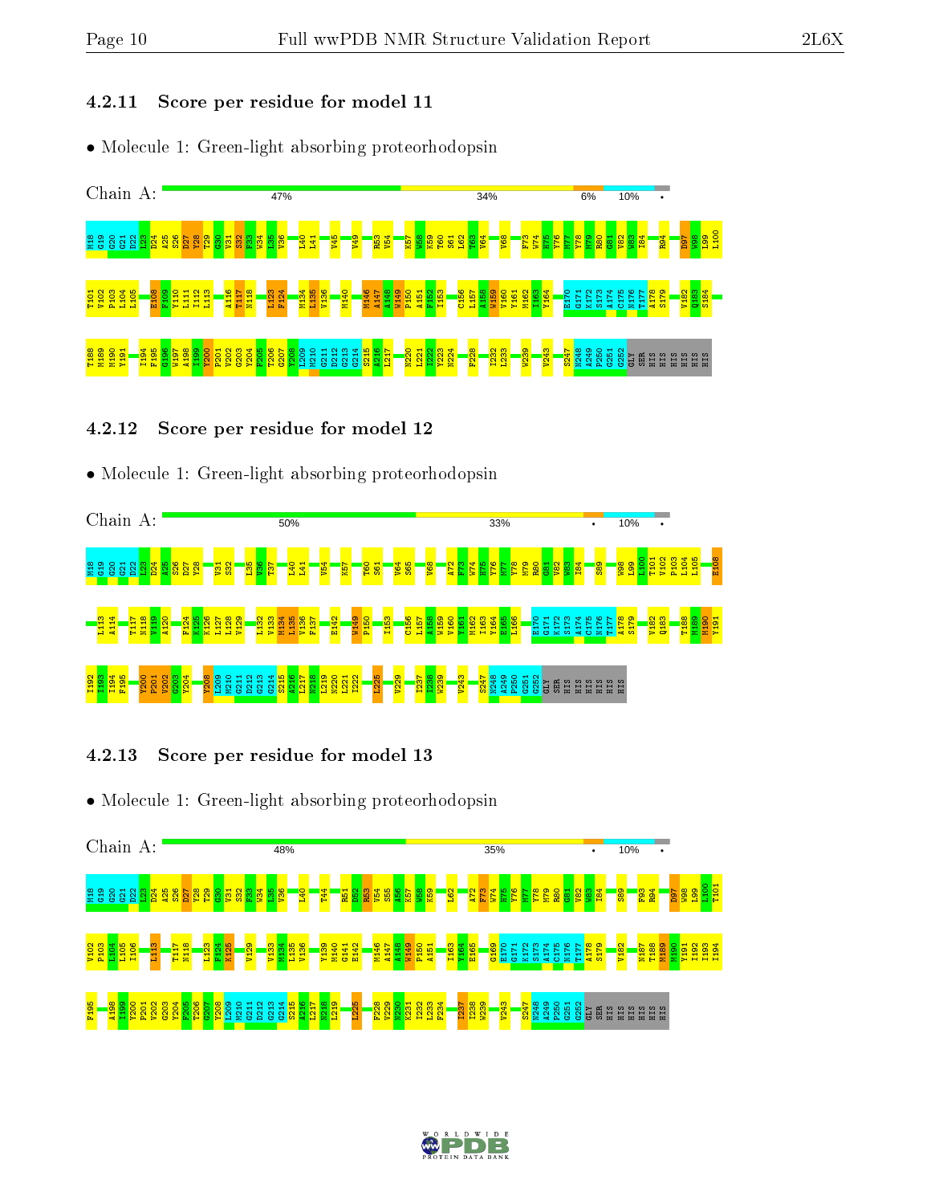### 4.2.11 Score per residue for model 11

- Molecule 1: Green-light absorbing proteorhodopsin

Chain A: 47% | 34% | 6% | 10% | •

M18 G19 G20 G21 D22 L23 D24 A25 S26 D27 Y28 T29 G30 V31 S32 F33 W34 L35 V36 L40 L41 V45 V49 R53 V54 K57 W58 K59 T60 S61 L62 G63 V64 V68 F73 W74 H75 Y76 M77 Y78 M79 R80 G81 V82 W83 I84 R94 D97 W98 L99 L100 T101 V102 P103 L104 L105 E108 F109 Y110 L111 I112 L113 A116 T117 N118 L123 F124 M134 L135 V136 M140 M146 A147 A148 W149 P150 A151 F152 I153 C156 L157 A158 W159 V160 Y161 M162 I163 Y164 E170 G171 K172 S173 A174 C175 N176 T177 A178 S179 V182 Q183 S184 T188 M189 M190 Y191 I194 F195 G196 W197 A198 I199 Y200 P201 V202 G203 Y204 F205 T206 G207 Y208 L209 M210 G211 D212 G213 G214 S215 A216 L217 N220 L221 I222 Y223 N224 F228 I232 L233 W239 V243 S247 N248 A249 P250 G251 G252 GLY SER HIS HIS HIS HIS HIS HIS

### 4.2.12 Score per residue for model 12

- Molecule 1: Green-light absorbing proteorhodopsin

Chain A: 50% | 33% | • | 10% | •

M18 G19 G20 G21 D22 L23 D24 A25 S26 D27 Y28 V31 S32 L35 V36 T37 L40 L41 V54 K57 T60 S61 V64 S65 V68 A72 F73 W74 H75 Y76 M77 Y78 M79 R80 G81 V82 W83 I84 S89 W98 L99 L100 T101 V102 P103 L104 L105 E108 L113 A114 T117 N118 V119 A120 F124 K125 K126 L127 L128 V129 L132 V133 M134 L135 V136 F137 E142 W149 P150 I153 C156 L157 A158 W159 V160 Y161 M162 I163 Y164 E165 L166 E170 G171 K172 S173 A174 C175 N176 T177 A178 S179 V182 Q183 T188 M189 M190 Y191 I192 I193 I194 F195 Y200 P201 V202 G203 Y204 Y208 L209 M210 G211 D212 G213 G214 S215 A216 L217 N218 L219 N220 L221 I222 I225 V229 I237 I238 W239 V243 S247 N248 A249 P250 G251 G252 GLY SER HIS HIS HIS HIS HIS HIS

### 4.2.13 Score per residue for model 13

- Molecule 1: Green-light absorbing proteorhodopsin

Chain A: 48% | 35% | • | 10% | •

M18 G19 G20 G21 D22 L23 D24 A25 S26 D27 Y28 T29 G30 V31 S32 F33 W34 L35 V36 L40 T44 R51 D52 R53 V54 S55 A56 K57 W58 K59 L62 A72 F73 W74 H75 Y76 M77 Y78 M79 R80 G81 V82 W83 I84 S89 F93 R94 D97 W98 L99 L100 T101 V102 P103 L104 L105 I106 L113 T117 N118 L123 F124 K125 V129 V133 M134 L135 V136 Y139 M140 G141 E142 M146 A147 A148 W149 P150 A151 I163 Y164 E165 G169 E170 G171 K172 S173 A174 C175 N176 T177 A178 S179 V182 N187 T188 M189 M190 Y191 I192 I193 I194 F195 A198 I199 Y200 P201 V202 G203 Y204 F205 T206 G207 Y208 L209 M210 G211 D212 G213 G214 S215 A216 L217 N218 L219 I225 F228 V229 N230 K231 I232 L233 F234 I237 I238 W239 V243 S247 N248 A249 P250 G251 G252 GLY SER HIS HIS HIS HIS HIS HIS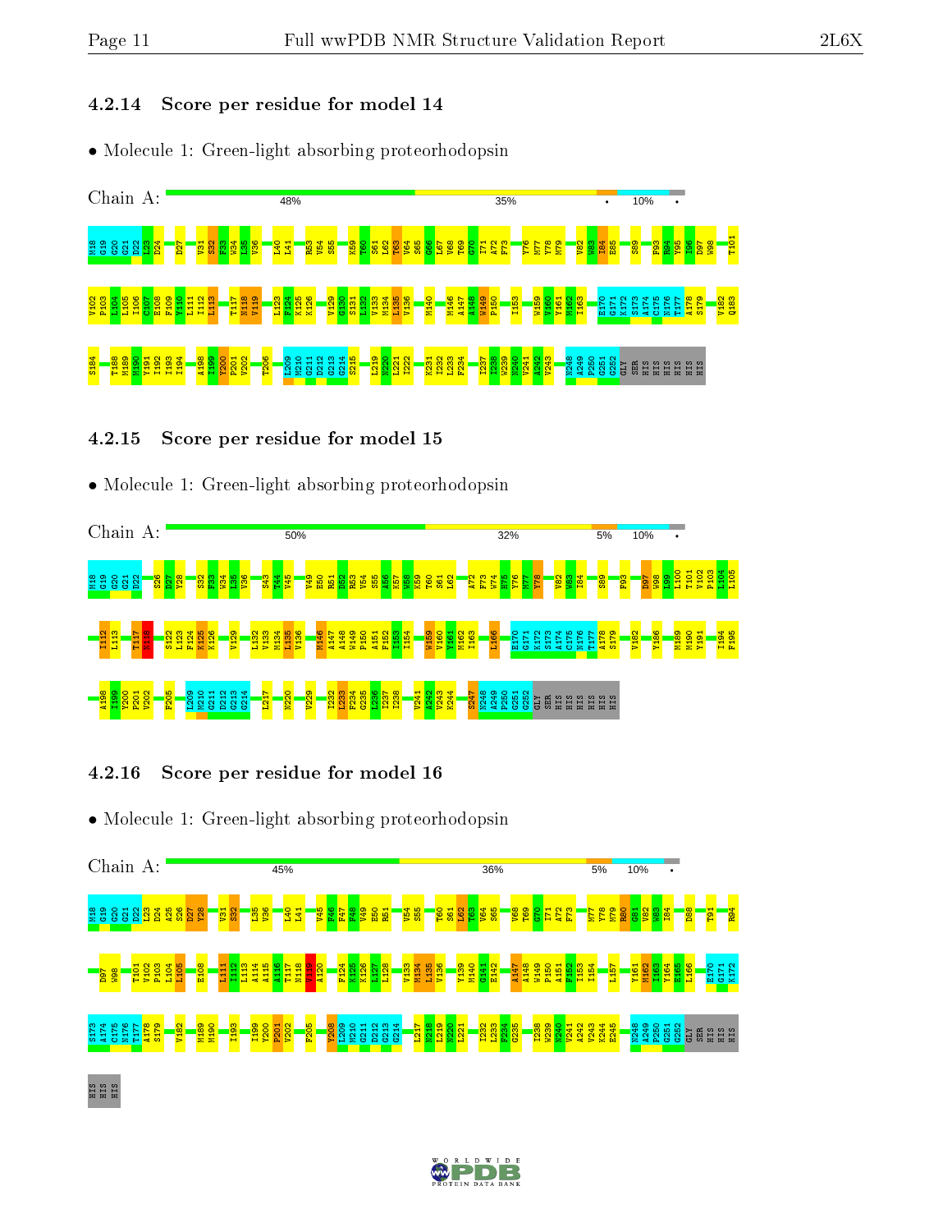### 4.2.14 Score per residue for model 14

- Molecule 1: Green-light absorbing proteorhodopsin

Chain A: 48% | 35% | • | 10% | •

M18 G19 G20 G21 D22 L23 D24 D27 V31 S32 F33 W34 L35 V36 L40 L41 R53 V54 S55 K59 T60 S61 L62 T63 V64 S65 G66 L67 V68 T69 G70 I71 A72 F73 V76 M77 Y78 M79 V82 W83 I84 E85 S89 F93 R94 Y95 I96 D97 W98 T101 V102 P103 L104 L105 I106 C107 E108 F109 Y110 L111 I112 L113 T117 N118 V119 L123 F124 K125 K126 V129 G130 S131 L132 V133 M134 L135 V136 M140 M146 A147 A148 W149 P150 I153 W159 V160 Y161 M162 I163 E170 G171 K172 S173 A174 C175 N176 T177 A178 S179 V182 Q183 S184 T188 M189 M190 Y191 I192 I193 I194 A198 I199 Y200 P201 V202 T206 L209 M210 G211 D212 G213 G214 S215 L219 N220 L221 I222 K231 I232 L233 F234 I237 I238 W239 N240 V241 A242 V243 N248 A249 P250 G251 G252 GLY SER HIS HIS HIS HIS HIS HIS

### 4.2.15 Score per residue for model 15

- Molecule 1: Green-light absorbing proteorhodopsin

Chain A: 50% | 32% | 5% | 10% | •

M18 G19 G20 G21 D22 S26 D27 V28 S32 F33 W34 L35 V36 S43 T44 V45 V49 E50 R51 D52 R53 V54 S55 A56 K57 W58 K59 T60 S61 L62 A72 F73 W74 H75 V76 M77 Y78 V82 W83 I84 S89 F93 D97 W98 L99 L100 T101 V102 P103 L104 L105 I112 L113 T117 N118 S122 L123 F124 K125 K126 V129 L132 V133 M134 L135 V136 M146 A147 A148 W149 P150 A151 F152 I153 I154 W159 V160 Y161 M162 I163 L166 E170 G171 K172 S173 A174 C175 N176 T177 A178 S179 V182 Y186 M189 M190 Y191 I194 F195 A198 I199 Y200 P201 V202 F205 L209 M210 G211 D212 G213 G214 L217 N220 V229 I232 L233 F234 G235 L236 I237 I238 V241 A242 V243 K244 S247 N248 A249 P250 G251 G252 GLY SER HIS HIS HIS HIS HIS HIS

### 4.2.16 Score per residue for model 16

- Molecule 1: Green-light absorbing proteorhodopsin

Chain A: 45% | 36% | 5% | 10% | •

M18 G19 G20 G21 D22 L23 D24 A25 S26 D27 V28 V31 S32 L35 V36 L40 L41 V45 F46 F47 F48 V49 E50 R51 V54 S55 T60 S61 L62 T63 V64 S65 V68 T69 G70 I71 A72 F73 M77 Y78 M79 R80 G81 V82 W83 I84 D88 T91 R94 D97 W98 T101 V102 P103 L104 L105 E108 L111 I112 L113 A114 A115 A116 T117 N118 V119 A120 F124 K125 K126 L127 L128 V133 M134 L135 V136 Y139 M140 G141 E142 A147 A148 W149 P150 A151 F152 I153 I154 L157 Y161 M162 I163 V164 E165 L166 E170 G171 K172 S173 A174 C175 N176 T177 A178 S179 V182 M189 M190 I193 I199 Y200 P201 V202 F205 Y208 L209 M210 G211 D212 G213 G214 L217 N218 L219 N220 L221 I232 L233 F234 G235 I238 W239 N240 V241 A242 V243 K244 E245 N248 A249 P250 G251 G252 GLY SER HIS HIS HIS HIS HIS HIS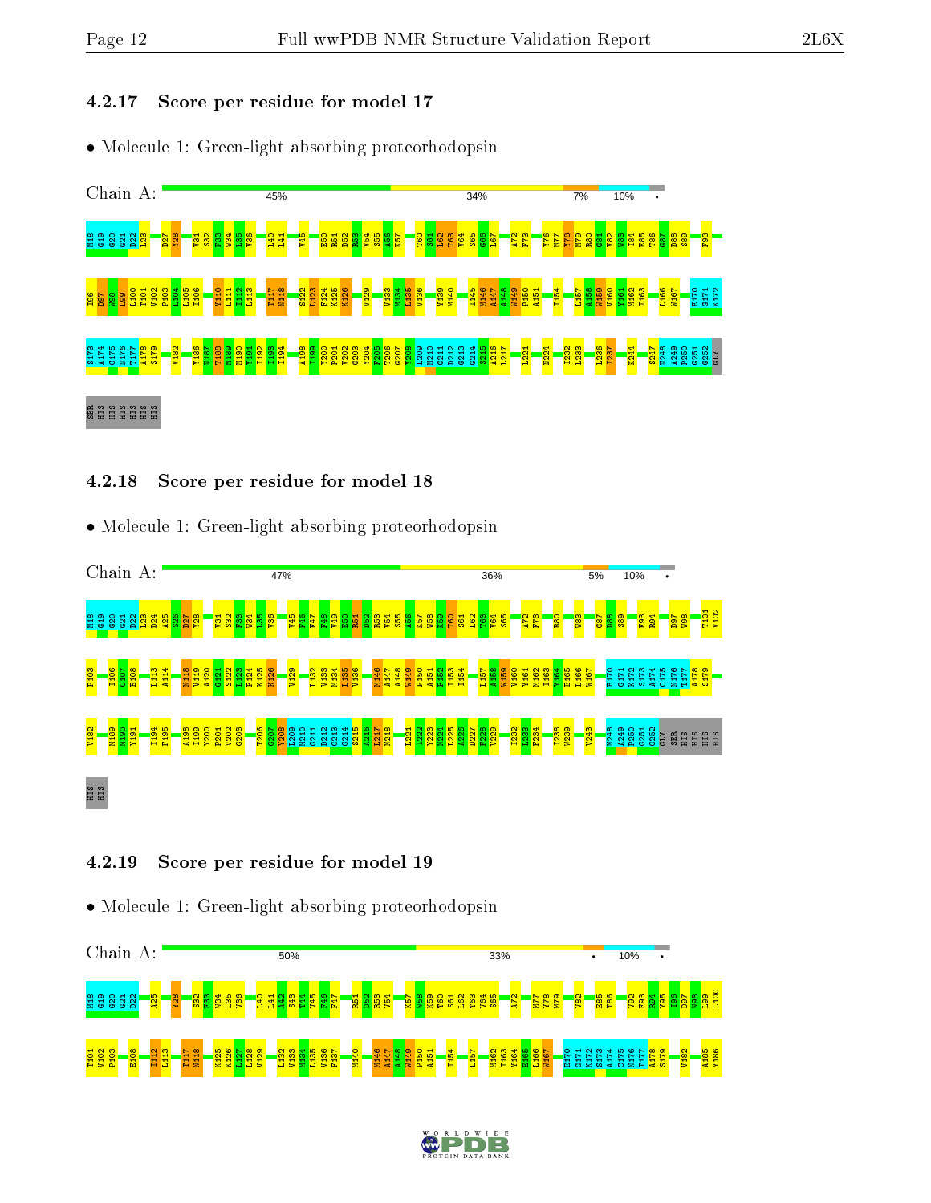### 4.2.17 Score per residue for model 17

• Molecule 1: Green-light absorbing proteorhodopsin

Chain A: 45% 34% 7% 10% •

M18 G19 G20 G21 D22 L23 D27 Y28 V31 S32 F33 W34 L35 V36 L40 L41 V45 E50 R51 D52 R53 V54 S55 A56 K57 T60 S61 L62 T63 V64 S65 G66 L67 A72 F73 Y76 M77 Y78 M79 R80 G81 V82 W83 I84 E85 T86 G87 D88 S89 F93 I96 D97 W98 L99 L100 T101 V102 P103 L104 L105 I106 Y110 L111 I112 L113 T117 N118 S122 L123 F124 K125 K126 V129 V133 M134 L135 V136 Y139 M140 I145 M146 A147 A148 W149 P150 A151 I154 L157 A158 W159 V160 Y161 M162 I163 L166 W167 E170 G171 K172 S173 A174 C175 N176 T177 A178 S179 V182 Y186 N187 T188 M189 M190 Y191 I192 I193 I194 A198 I199 V200 P201 V202 G203 Y204 F205 T206 G207 V208 L209 M210 G211 D212 G213 G214 S215 A216 L217 L221 N224 I232 L233 L236 I237 K244 S247 N248 A249 P250 G251 G252 GLY SER HIS HIS HIS HIS HIS HIS

### 4.2.18 Score per residue for model 18

• Molecule 1: Green-light absorbing proteorhodopsin

Chain A: 47% 36% 5% 10% •

M18 G19 G20 G21 D22 L23 D24 A25 S26 D27 Y28 V31 S32 F33 W34 L35 V36 V45 F46 F47 F48 V49 E50 R51 D52 R53 V54 S55 A56 K57 W58 K59 T60 S61 L62 T63 V64 S65 A72 F73 R80 W83 G87 D88 S89 F93 R94 D97 W98 T101 V102 P103 I106 C107 E108 L113 A114 N118 V119 A120 G121 S122 L123 F124 K125 K126 V129 L132 V133 M134 L135 V136 M146 A147 A148 W149 P150 A151 F152 I153 I154 L157 A158 W159 V160 Y161 M162 I163 Y164 E165 L166 W167 E170 G171 K172 S173 A174 C175 N176 T177 A178 S179 V182 M189 M190 Y191 I194 F195 A198 I199 V200 P201 V202 G203 T206 G207 V208 L209 M210 G211 D212 G213 G214 S215 A216 L217 N218 L221 I222 V223 N224 L225 A226 D227 F228 V229 I232 L233 F234 I238 W239 V243 N248 A249 P250 G251 G252 GLY SER HIS HIS HIS HIS HIS HIS

### 4.2.19 Score per residue for model 19

• Molecule 1: Green-light absorbing proteorhodopsin

Chain A: 50% 33% • 10% •

M18 G19 G20 G21 D22 A25 Y28 S32 F33 W34 L35 V36 L40 L41 A42 S43 T44 V45 F46 F47 R51 D52 R53 V54 K57 W58 K59 T60 S61 L62 T63 V64 S65 A72 M77 Y78 M79 V82 E85 T86 V92 F93 R94 Y95 I96 D97 W98 L99 L100 T101 V102 P103 E108 I112 L113 T117 N118 K125 K126 L127 L128 V129 L132 V133 M134 L135 V136 F137 M140 M146 A147 A148 W149 P150 A151 I154 L157 M162 I163 Y164 E165 L166 W167 E170 G171 K172 S173 A174 C175 N176 T177 A178 S179 V182 A185 Y186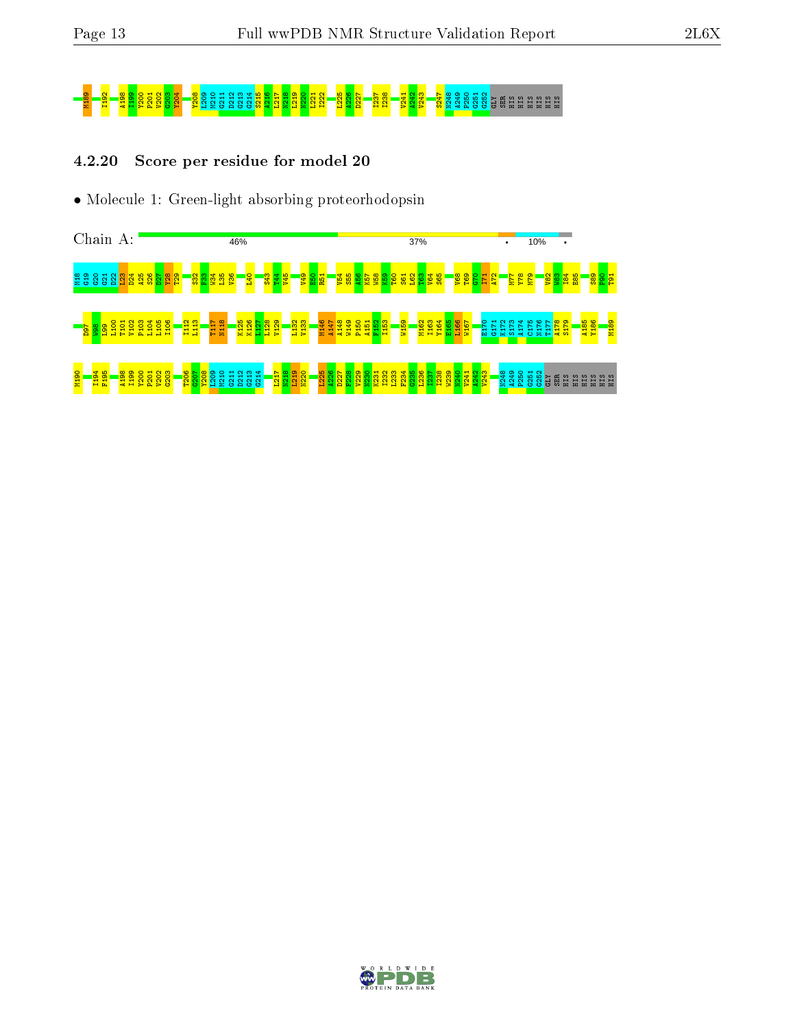M189 I192 A198 I199 Y200 P201 V202 G203 Y204 Y208 L209 M210 G211 D212 G213 G214 S215 A216 L217 N218 L219 N220 L221 I222 L225 A226 D227 I237 I238 V241 A242 V243 S247 N248 A249 P250 G251 G252 GLY SER HIS HIS HIS HIS HIS HIS

### 4.2.20 Score per residue for model 20

- Molecule 1: Green-light absorbing proteorhodopsin

Chain A: 46% 37% • 10% •

M18 G19 G20 G21 D22 L23 D24 A25 S26 D27 Y28 T29 S32 F33 W34 L35 V36 L40 S43 T44 V45 V49 E50 R51 V54 S55 A56 K57 W58 K59 T60 S61 L62 T63 V64 S65 V68 T69 G70 I71 A72 M77 Y78 M79 V82 W83 I84 E85 S89 P90 T91

D97 W98 L99 L100 T101 V102 P103 L104 L105 I106 I112 L113 T117 M118 K125 K126 L127 L128 V129 L132 V133 M146 A147 A148 W149 P150 A151 F152 I153 W159 M162 I163 Y164 E165 L166 W167 E170 G171 K172 S173 A174 C175 N176 T177 A178 S179 A185 Y186 M189

M190 I194 F195 A198 I199 Y200 P201 V202 G203 T206 G207 Y208 L209 M210 G211 D212 G213 G214 L217 N218 L219 N220 L225 A226 D227 F228 V229 N230 K231 I232 L233 F234 G235 L236 I237 I238 W239 N240 V241 A242 V243 N248 A249 P250 G251 G252 GLY SER HIS HIS HIS HIS HIS HIS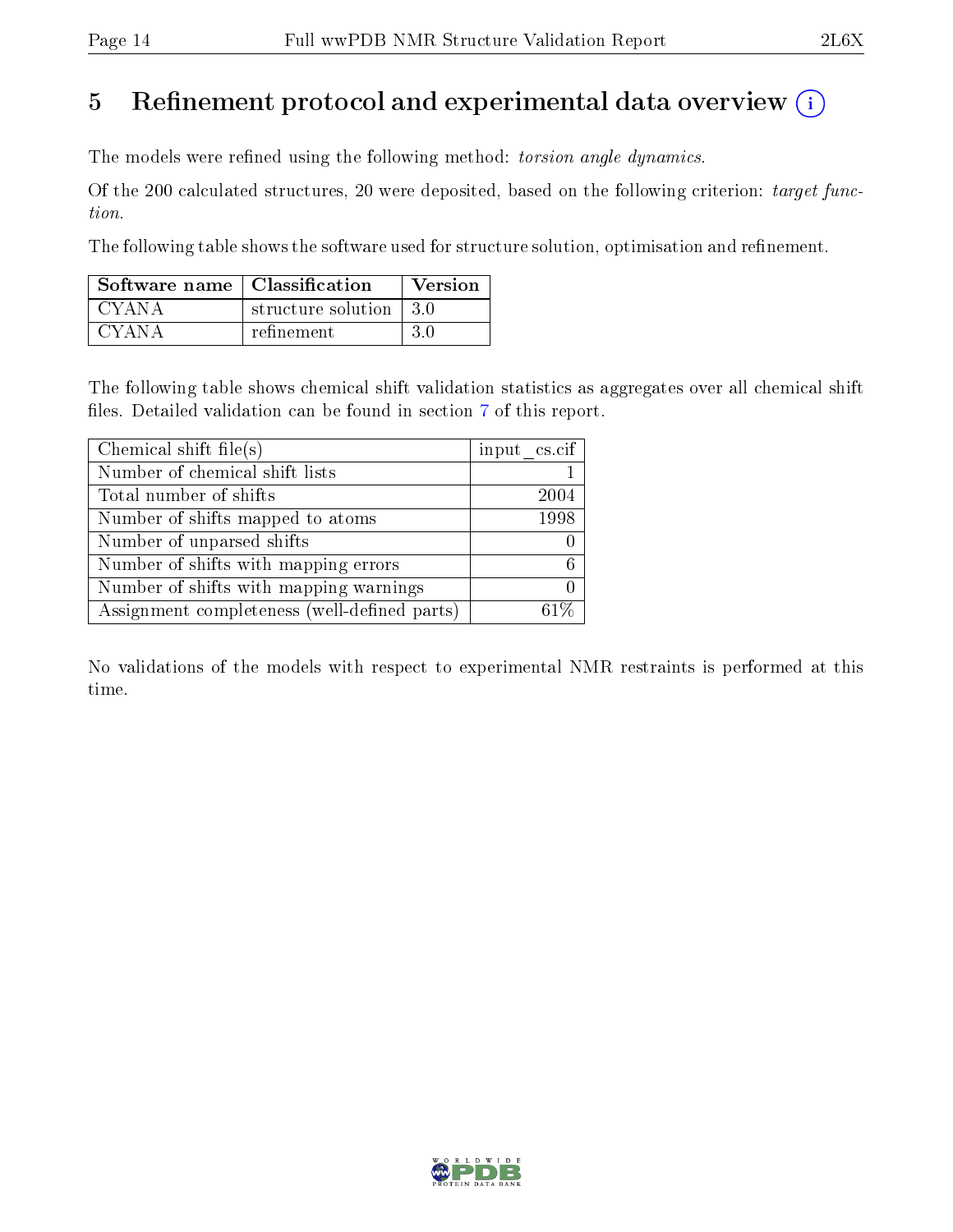# 5 Refinement protocol and experimental data overview

The models were refined using the following method: *torsion angle dynamics*.

Of the 200 calculated structures, 20 were deposited, based on the following criterion: *target function*.

The following table shows the software used for structure solution, optimisation and refinement.

| Software name | Classification | Version |
|---|---|---|
| CYANA | structure solution | 3.0 |
| CYANA | refinement | 3.0 |

The following table shows chemical shift validation statistics as aggregates over all chemical shift files. Detailed validation can be found in section 7 of this report.

| Chemical shift file(s) | input_cs.cif |
|---|---|
| Number of chemical shift lists | 1 |
| Total number of shifts | 2004 |
| Number of shifts mapped to atoms | 1998 |
| Number of unparsed shifts | 0 |
| Number of shifts with mapping errors | 6 |
| Number of shifts with mapping warnings | 0 |
| Assignment completeness (well-defined parts) | 61% |

No validations of the models with respect to experimental NMR restraints is performed at this time.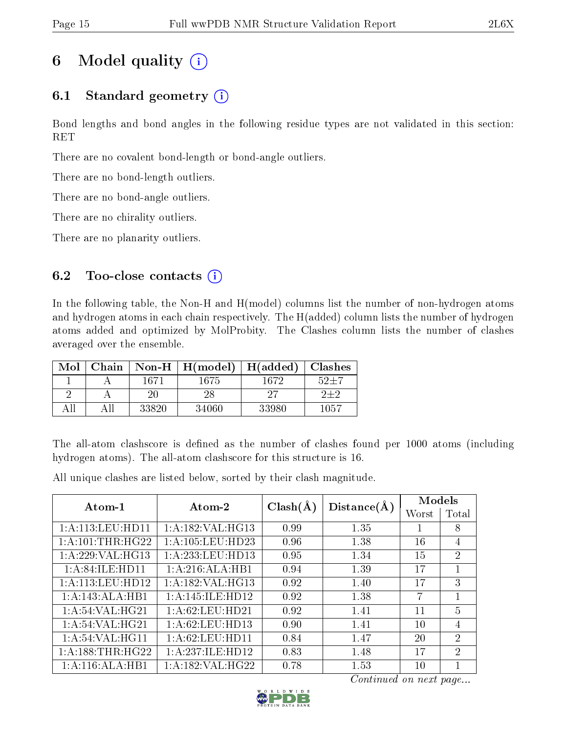# 6 Model quality

## 6.1 Standard geometry

Bond lengths and bond angles in the following residue types are not validated in this section: RET

There are no covalent bond-length or bond-angle outliers.

There are no bond-length outliers.

There are no bond-angle outliers.

There are no chirality outliers.

There are no planarity outliers.

## 6.2 Too-close contacts

In the following table, the Non-H and H(model) columns list the number of non-hydrogen atoms and hydrogen atoms in each chain respectively. The H(added) column lists the number of hydrogen atoms added and optimized by MolProbity. The Clashes column lists the number of clashes averaged over the ensemble.

| Mol | Chain | Non-H | H(model) | H(added) | Clashes |
|---|---|---|---|---|---|
| 1 | A | 1671 | 1675 | 1672 | 52±7 |
| 2 | A | 20 | 28 | 27 | 2±2 |
| All | All | 33820 | 34060 | 33980 | 1057 |

The all-atom clashscore is defined as the number of clashes found per 1000 atoms (including hydrogen atoms). The all-atom clashscore for this structure is 16.

All unique clashes are listed below, sorted by their clash magnitude.

| Atom-1 | Atom-2 | Clash(Å) | Distance(Å) | Models | |
|---|---|---|---|---|---|
| | | | | Worst | Total |
| 1:A:113:LEU:HD11 | 1:A:182:VAL:HG13 | 0.99 | 1.35 | 1 | 8 |
| 1:A:101:THR:HG22 | 1:A:105:LEU:HD23 | 0.96 | 1.38 | 16 | 4 |
| 1:A:229:VAL:HG13 | 1:A:233:LEU:HD13 | 0.95 | 1.34 | 15 | 2 |
| 1:A:84:ILE:HD11 | 1:A:216:ALA:HB1 | 0.94 | 1.39 | 17 | 1 |
| 1:A:113:LEU:HD12 | 1:A:182:VAL:HG13 | 0.92 | 1.40 | 17 | 3 |
| 1:A:143:ALA:HB1 | 1:A:145:ILE:HD12 | 0.92 | 1.38 | 7 | 1 |
| 1:A:54:VAL:HG21 | 1:A:62:LEU:HD21 | 0.92 | 1.41 | 11 | 5 |
| 1:A:54:VAL:HG21 | 1:A:62:LEU:HD13 | 0.90 | 1.41 | 10 | 4 |
| 1:A:54:VAL:HG11 | 1:A:62:LEU:HD11 | 0.84 | 1.47 | 20 | 2 |
| 1:A:188:THR:HG22 | 1:A:237:ILE:HD12 | 0.83 | 1.48 | 17 | 2 |
| 1:A:116:ALA:HB1 | 1:A:182:VAL:HG22 | 0.78 | 1.53 | 10 | 1 |

*Continued on next page...*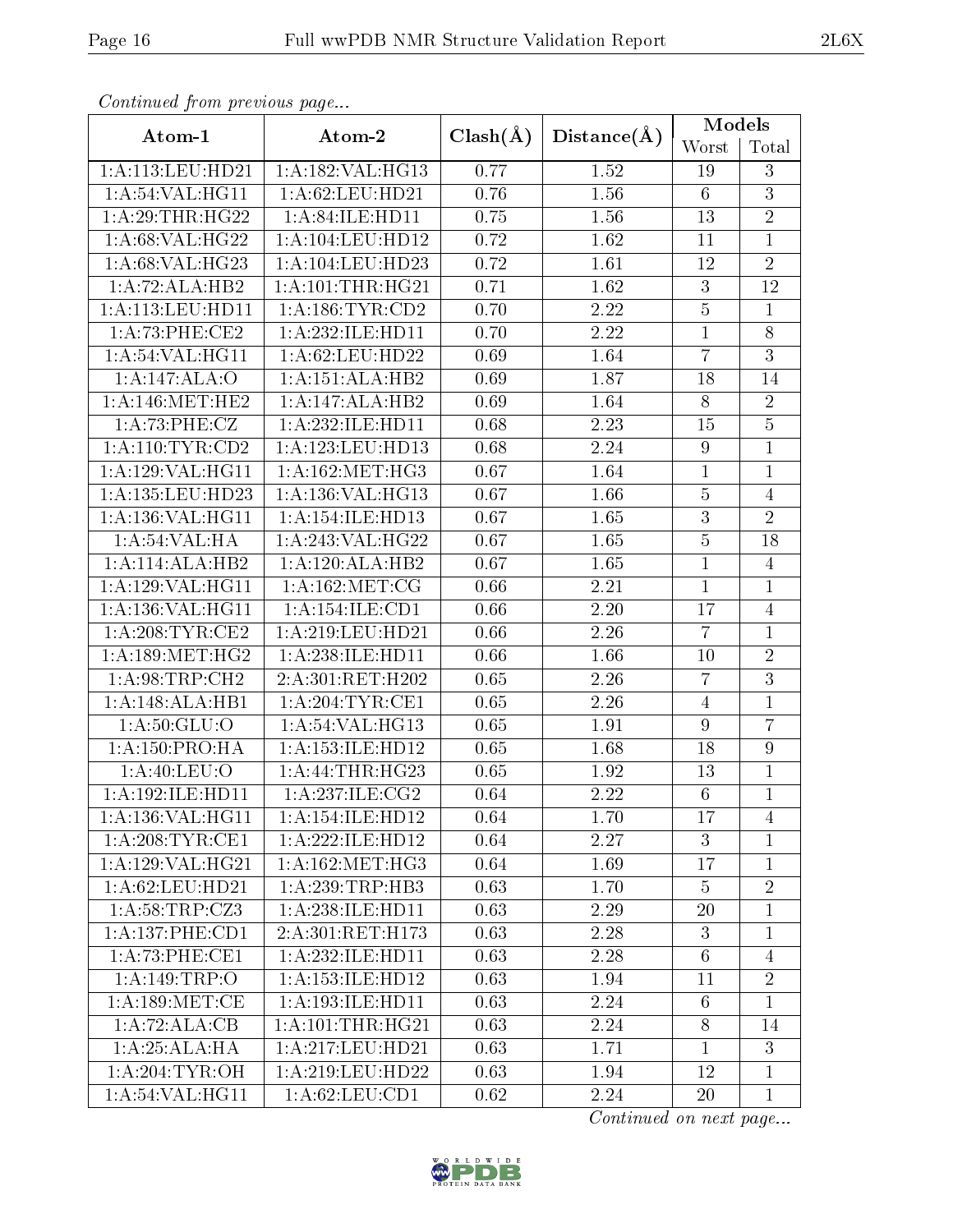*Continued from previous page...*

| Atom-1 | Atom-2 | Clash(Å) | Distance(Å) | Models | |
|---|---|---|---|---|---|
| | | | | Worst | Total |
| 1:A:113:LEU:HD21 | 1:A:182:VAL:HG13 | 0.77 | 1.52 | 19 | 3 |
| 1:A:54:VAL:HG11 | 1:A:62:LEU:HD21 | 0.76 | 1.56 | 6 | 3 |
| 1:A:29:THR:HG22 | 1:A:84:ILE:HD11 | 0.75 | 1.56 | 13 | 2 |
| 1:A:68:VAL:HG22 | 1:A:104:LEU:HD12 | 0.72 | 1.62 | 11 | 1 |
| 1:A:68:VAL:HG23 | 1:A:104:LEU:HD23 | 0.72 | 1.61 | 12 | 2 |
| 1:A:72:ALA:HB2 | 1:A:101:THR:HG21 | 0.71 | 1.62 | 3 | 12 |
| 1:A:113:LEU:HD11 | 1:A:186:TYR:CD2 | 0.70 | 2.22 | 5 | 1 |
| 1:A:73:PHE:CE2 | 1:A:232:ILE:HD11 | 0.70 | 2.22 | 1 | 8 |
| 1:A:54:VAL:HG11 | 1:A:62:LEU:HD22 | 0.69 | 1.64 | 7 | 3 |
| 1:A:147:ALA:O | 1:A:151:ALA:HB2 | 0.69 | 1.87 | 18 | 14 |
| 1:A:146:MET:HE2 | 1:A:147:ALA:HB2 | 0.69 | 1.64 | 8 | 2 |
| 1:A:73:PHE:CZ | 1:A:232:ILE:HD11 | 0.68 | 2.23 | 15 | 5 |
| 1:A:110:TYR:CD2 | 1:A:123:LEU:HD13 | 0.68 | 2.24 | 9 | 1 |
| 1:A:129:VAL:HG11 | 1:A:162:MET:HG3 | 0.67 | 1.64 | 1 | 1 |
| 1:A:135:LEU:HD23 | 1:A:136:VAL:HG13 | 0.67 | 1.66 | 5 | 4 |
| 1:A:136:VAL:HG11 | 1:A:154:ILE:HD13 | 0.67 | 1.65 | 3 | 2 |
| 1:A:54:VAL:HA | 1:A:243:VAL:HG22 | 0.67 | 1.65 | 5 | 18 |
| 1:A:114:ALA:HB2 | 1:A:120:ALA:HB2 | 0.67 | 1.65 | 1 | 4 |
| 1:A:129:VAL:HG11 | 1:A:162:MET:CG | 0.66 | 2.21 | 1 | 1 |
| 1:A:136:VAL:HG11 | 1:A:154:ILE:CD1 | 0.66 | 2.20 | 17 | 4 |
| 1:A:208:TYR:CE2 | 1:A:219:LEU:HD21 | 0.66 | 2.26 | 7 | 1 |
| 1:A:189:MET:HG2 | 1:A:238:ILE:HD11 | 0.66 | 1.66 | 10 | 2 |
| 1:A:98:TRP:CH2 | 2:A:301:RET:H202 | 0.65 | 2.26 | 7 | 3 |
| 1:A:148:ALA:HB1 | 1:A:204:TYR:CE1 | 0.65 | 2.26 | 4 | 1 |
| 1:A:50:GLU:O | 1:A:54:VAL:HG13 | 0.65 | 1.91 | 9 | 7 |
| 1:A:150:PRO:HA | 1:A:153:ILE:HD12 | 0.65 | 1.68 | 18 | 9 |
| 1:A:40:LEU:O | 1:A:44:THR:HG23 | 0.65 | 1.92 | 13 | 1 |
| 1:A:192:ILE:HD11 | 1:A:237:ILE:CG2 | 0.64 | 2.22 | 6 | 1 |
| 1:A:136:VAL:HG11 | 1:A:154:ILE:HD12 | 0.64 | 1.70 | 17 | 4 |
| 1:A:208:TYR:CE1 | 1:A:222:ILE:HD12 | 0.64 | 2.27 | 3 | 1 |
| 1:A:129:VAL:HG21 | 1:A:162:MET:HG3 | 0.64 | 1.69 | 17 | 1 |
| 1:A:62:LEU:HD21 | 1:A:239:TRP:HB3 | 0.63 | 1.70 | 5 | 2 |
| 1:A:58:TRP:CZ3 | 1:A:238:ILE:HD11 | 0.63 | 2.29 | 20 | 1 |
| 1:A:137:PHE:CD1 | 2:A:301:RET:H173 | 0.63 | 2.28 | 3 | 1 |
| 1:A:73:PHE:CE1 | 1:A:232:ILE:HD11 | 0.63 | 2.28 | 6 | 4 |
| 1:A:149:TRP:O | 1:A:153:ILE:HD12 | 0.63 | 1.94 | 11 | 2 |
| 1:A:189:MET:CE | 1:A:193:ILE:HD11 | 0.63 | 2.24 | 6 | 1 |
| 1:A:72:ALA:CB | 1:A:101:THR:HG21 | 0.63 | 2.24 | 8 | 14 |
| 1:A:25:ALA:HA | 1:A:217:LEU:HD21 | 0.63 | 1.71 | 1 | 3 |
| 1:A:204:TYR:OH | 1:A:219:LEU:HD22 | 0.63 | 1.94 | 12 | 1 |
| 1:A:54:VAL:HG11 | 1:A:62:LEU:CD1 | 0.62 | 2.24 | 20 | 1 |

*Continued on next page...*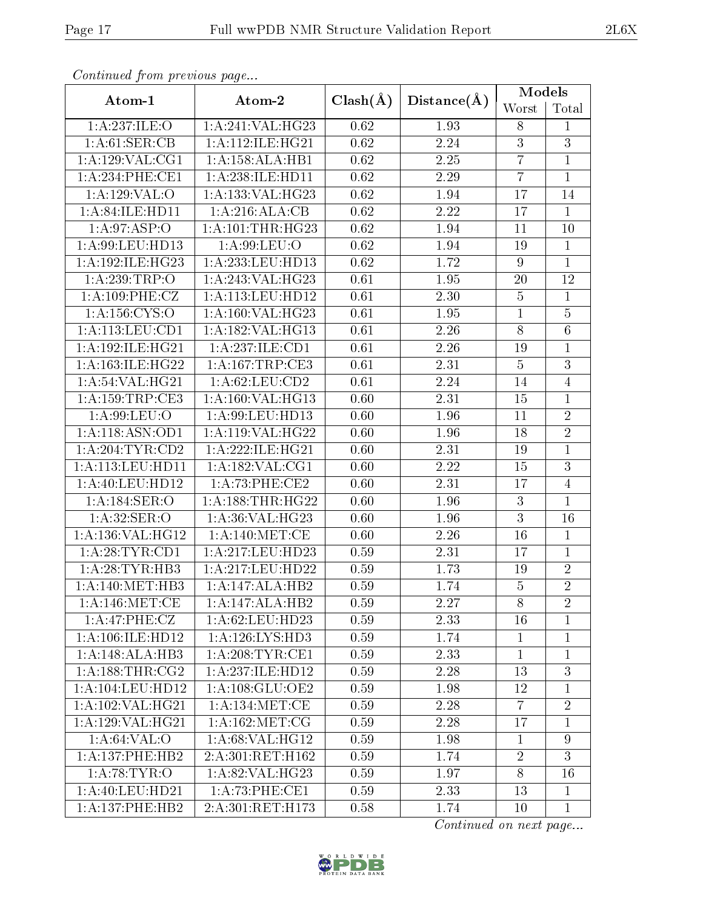*Continued from previous page...*

| Atom-1 | Atom-2 | Clash(Å) | Distance(Å) | Models | |
|---|---|---|---|---|---|
| | | | | Worst | Total |
| 1:A:237:ILE:O | 1:A:241:VAL:HG23 | 0.62 | 1.93 | 8 | 1 |
| 1:A:61:SER:CB | 1:A:112:ILE:HG21 | 0.62 | 2.24 | 3 | 3 |
| 1:A:129:VAL:CG1 | 1:A:158:ALA:HB1 | 0.62 | 2.25 | 7 | 1 |
| 1:A:234:PHE:CE1 | 1:A:238:ILE:HD11 | 0.62 | 2.29 | 7 | 1 |
| 1:A:129:VAL:O | 1:A:133:VAL:HG23 | 0.62 | 1.94 | 17 | 14 |
| 1:A:84:ILE:HD11 | 1:A:216:ALA:CB | 0.62 | 2.22 | 17 | 1 |
| 1:A:97:ASP:O | 1:A:101:THR:HG23 | 0.62 | 1.94 | 11 | 10 |
| 1:A:99:LEU:HD13 | 1:A:99:LEU:O | 0.62 | 1.94 | 19 | 1 |
| 1:A:192:ILE:HG23 | 1:A:233:LEU:HD13 | 0.62 | 1.72 | 9 | 1 |
| 1:A:239:TRP:O | 1:A:243:VAL:HG23 | 0.61 | 1.95 | 20 | 12 |
| 1:A:109:PHE:CZ | 1:A:113:LEU:HD12 | 0.61 | 2.30 | 5 | 1 |
| 1:A:156:CYS:O | 1:A:160:VAL:HG23 | 0.61 | 1.95 | 1 | 5 |
| 1:A:113:LEU:CD1 | 1:A:182:VAL:HG13 | 0.61 | 2.26 | 8 | 6 |
| 1:A:192:ILE:HG21 | 1:A:237:ILE:CD1 | 0.61 | 2.26 | 19 | 1 |
| 1:A:163:ILE:HG22 | 1:A:167:TRP:CE3 | 0.61 | 2.31 | 5 | 3 |
| 1:A:54:VAL:HG21 | 1:A:62:LEU:CD2 | 0.61 | 2.24 | 14 | 4 |
| 1:A:159:TRP:CE3 | 1:A:160:VAL:HG13 | 0.60 | 2.31 | 15 | 1 |
| 1:A:99:LEU:O | 1:A:99:LEU:HD13 | 0.60 | 1.96 | 11 | 2 |
| 1:A:118:ASN:OD1 | 1:A:119:VAL:HG22 | 0.60 | 1.96 | 18 | 2 |
| 1:A:204:TYR:CD2 | 1:A:222:ILE:HG21 | 0.60 | 2.31 | 19 | 1 |
| 1:A:113:LEU:HD11 | 1:A:182:VAL:CG1 | 0.60 | 2.22 | 15 | 3 |
| 1:A:40:LEU:HD12 | 1:A:73:PHE:CE2 | 0.60 | 2.31 | 17 | 4 |
| 1:A:184:SER:O | 1:A:188:THR:HG22 | 0.60 | 1.96 | 3 | 1 |
| 1:A:32:SER:O | 1:A:36:VAL:HG23 | 0.60 | 1.96 | 3 | 16 |
| 1:A:136:VAL:HG12 | 1:A:140:MET:CE | 0.60 | 2.26 | 16 | 1 |
| 1:A:28:TYR:CD1 | 1:A:217:LEU:HD23 | 0.59 | 2.31 | 17 | 1 |
| 1:A:28:TYR:HB3 | 1:A:217:LEU:HD22 | 0.59 | 1.73 | 19 | 2 |
| 1:A:140:MET:HB3 | 1:A:147:ALA:HB2 | 0.59 | 1.74 | 5 | 2 |
| 1:A:146:MET:CE | 1:A:147:ALA:HB2 | 0.59 | 2.27 | 8 | 2 |
| 1:A:47:PHE:CZ | 1:A:62:LEU:HD23 | 0.59 | 2.33 | 16 | 1 |
| 1:A:106:ILE:HD12 | 1:A:126:LYS:HD3 | 0.59 | 1.74 | 1 | 1 |
| 1:A:148:ALA:HB3 | 1:A:208:TYR:CE1 | 0.59 | 2.33 | 1 | 1 |
| 1:A:188:THR:CG2 | 1:A:237:ILE:HD12 | 0.59 | 2.28 | 13 | 3 |
| 1:A:104:LEU:HD12 | 1:A:108:GLU:OE2 | 0.59 | 1.98 | 12 | 1 |
| 1:A:102:VAL:HG21 | 1:A:134:MET:CE | 0.59 | 2.28 | 7 | 2 |
| 1:A:129:VAL:HG21 | 1:A:162:MET:CG | 0.59 | 2.28 | 17 | 1 |
| 1:A:64:VAL:O | 1:A:68:VAL:HG12 | 0.59 | 1.98 | 1 | 9 |
| 1:A:137:PHE:HB2 | 2:A:301:RET:H162 | 0.59 | 1.74 | 2 | 3 |
| 1:A:78:TYR:O | 1:A:82:VAL:HG23 | 0.59 | 1.97 | 8 | 16 |
| 1:A:40:LEU:HD21 | 1:A:73:PHE:CE1 | 0.59 | 2.33 | 13 | 1 |
| 1:A:137:PHE:HB2 | 2:A:301:RET:H173 | 0.58 | 1.74 | 10 | 1 |

*Continued on next page...*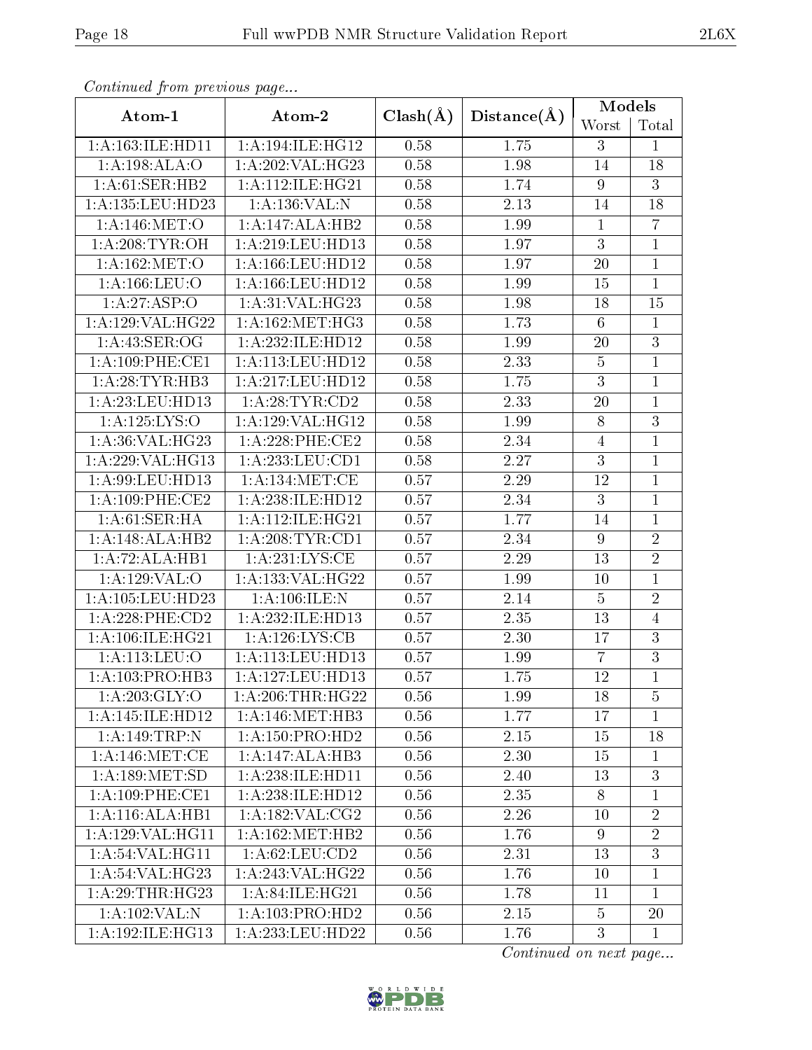*Continued from previous page...*

| Atom-1 | Atom-2 | Clash(Å) | Distance(Å) | Models | |
|---|---|---|---|---|---|
| | | | | Worst | Total |
| 1:A:163:ILE:HD11 | 1:A:194:ILE:HG12 | 0.58 | 1.75 | 3 | 1 |
| 1:A:198:ALA:O | 1:A:202:VAL:HG23 | 0.58 | 1.98 | 14 | 18 |
| 1:A:61:SER:HB2 | 1:A:112:ILE:HG21 | 0.58 | 1.74 | 9 | 3 |
| 1:A:135:LEU:HD23 | 1:A:136:VAL:N | 0.58 | 2.13 | 14 | 18 |
| 1:A:146:MET:O | 1:A:147:ALA:HB2 | 0.58 | 1.99 | 1 | 7 |
| 1:A:208:TYR:OH | 1:A:219:LEU:HD13 | 0.58 | 1.97 | 3 | 1 |
| 1:A:162:MET:O | 1:A:166:LEU:HD12 | 0.58 | 1.97 | 20 | 1 |
| 1:A:166:LEU:O | 1:A:166:LEU:HD12 | 0.58 | 1.99 | 15 | 1 |
| 1:A:27:ASP:O | 1:A:31:VAL:HG23 | 0.58 | 1.98 | 18 | 15 |
| 1:A:129:VAL:HG22 | 1:A:162:MET:HG3 | 0.58 | 1.73 | 6 | 1 |
| 1:A:43:SER:OG | 1:A:232:ILE:HD12 | 0.58 | 1.99 | 20 | 3 |
| 1:A:109:PHE:CE1 | 1:A:113:LEU:HD12 | 0.58 | 2.33 | 5 | 1 |
| 1:A:28:TYR:HB3 | 1:A:217:LEU:HD12 | 0.58 | 1.75 | 3 | 1 |
| 1:A:23:LEU:HD13 | 1:A:28:TYR:CD2 | 0.58 | 2.33 | 20 | 1 |
| 1:A:125:LYS:O | 1:A:129:VAL:HG12 | 0.58 | 1.99 | 8 | 3 |
| 1:A:36:VAL:HG23 | 1:A:228:PHE:CE2 | 0.58 | 2.34 | 4 | 1 |
| 1:A:229:VAL:HG13 | 1:A:233:LEU:CD1 | 0.58 | 2.27 | 3 | 1 |
| 1:A:99:LEU:HD13 | 1:A:134:MET:CE | 0.57 | 2.29 | 12 | 1 |
| 1:A:109:PHE:CE2 | 1:A:238:ILE:HD12 | 0.57 | 2.34 | 3 | 1 |
| 1:A:61:SER:HA | 1:A:112:ILE:HG21 | 0.57 | 1.77 | 14 | 1 |
| 1:A:148:ALA:HB2 | 1:A:208:TYR:CD1 | 0.57 | 2.34 | 9 | 2 |
| 1:A:72:ALA:HB1 | 1:A:231:LYS:CE | 0.57 | 2.29 | 13 | 2 |
| 1:A:129:VAL:O | 1:A:133:VAL:HG22 | 0.57 | 1.99 | 10 | 1 |
| 1:A:105:LEU:HD23 | 1:A:106:ILE:N | 0.57 | 2.14 | 5 | 2 |
| 1:A:228:PHE:CD2 | 1:A:232:ILE:HD13 | 0.57 | 2.35 | 13 | 4 |
| 1:A:106:ILE:HG21 | 1:A:126:LYS:CB | 0.57 | 2.30 | 17 | 3 |
| 1:A:113:LEU:O | 1:A:113:LEU:HD13 | 0.57 | 1.99 | 7 | 3 |
| 1:A:103:PRO:HB3 | 1:A:127:LEU:HD13 | 0.57 | 1.75 | 12 | 1 |
| 1:A:203:GLY:O | 1:A:206:THR:HG22 | 0.56 | 1.99 | 18 | 5 |
| 1:A:145:ILE:HD12 | 1:A:146:MET:HB3 | 0.56 | 1.77 | 17 | 1 |
| 1:A:149:TRP:N | 1:A:150:PRO:HD2 | 0.56 | 2.15 | 15 | 18 |
| 1:A:146:MET:CE | 1:A:147:ALA:HB3 | 0.56 | 2.30 | 15 | 1 |
| 1:A:189:MET:SD | 1:A:238:ILE:HD11 | 0.56 | 2.40 | 13 | 3 |
| 1:A:109:PHE:CE1 | 1:A:238:ILE:HD12 | 0.56 | 2.35 | 8 | 1 |
| 1:A:116:ALA:HB1 | 1:A:182:VAL:CG2 | 0.56 | 2.26 | 10 | 2 |
| 1:A:129:VAL:HG11 | 1:A:162:MET:HB2 | 0.56 | 1.76 | 9 | 2 |
| 1:A:54:VAL:HG11 | 1:A:62:LEU:CD2 | 0.56 | 2.31 | 13 | 3 |
| 1:A:54:VAL:HG23 | 1:A:243:VAL:HG22 | 0.56 | 1.76 | 10 | 1 |
| 1:A:29:THR:HG23 | 1:A:84:ILE:HG21 | 0.56 | 1.78 | 11 | 1 |
| 1:A:102:VAL:N | 1:A:103:PRO:HD2 | 0.56 | 2.15 | 5 | 20 |
| 1:A:192:ILE:HG13 | 1:A:233:LEU:HD22 | 0.56 | 1.76 | 3 | 1 |

*Continued on next page...*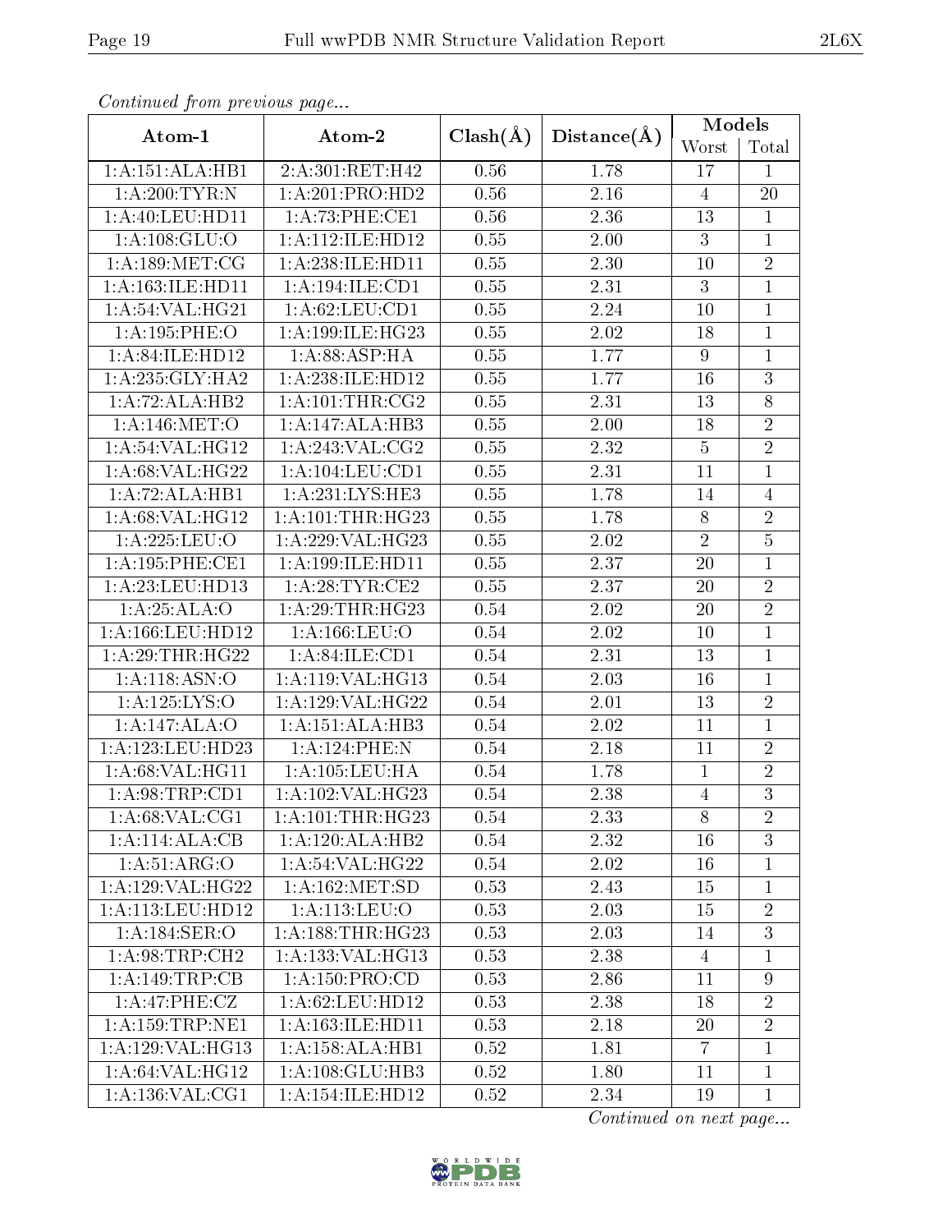*Continued from previous page...*

| Atom-1 | Atom-2 | Clash(Å) | Distance(Å) | Models | |
|---|---|---|---|---|---|
| | | | | Worst | Total |
| 1:A:151:ALA:HB1 | 2:A:301:RET:H42 | 0.56 | 1.78 | 17 | 1 |
| 1:A:200:TYR:N | 1:A:201:PRO:HD2 | 0.56 | 2.16 | 4 | 20 |
| 1:A:40:LEU:HD11 | 1:A:73:PHE:CE1 | 0.56 | 2.36 | 13 | 1 |
| 1:A:108:GLU:O | 1:A:112:ILE:HD12 | 0.55 | 2.00 | 3 | 1 |
| 1:A:189:MET:CG | 1:A:238:ILE:HD11 | 0.55 | 2.30 | 10 | 2 |
| 1:A:163:ILE:HD11 | 1:A:194:ILE:CD1 | 0.55 | 2.31 | 3 | 1 |
| 1:A:54:VAL:HG21 | 1:A:62:LEU:CD1 | 0.55 | 2.24 | 10 | 1 |
| 1:A:195:PHE:O | 1:A:199:ILE:HG23 | 0.55 | 2.02 | 18 | 1 |
| 1:A:84:ILE:HD12 | 1:A:88:ASP:HA | 0.55 | 1.77 | 9 | 1 |
| 1:A:235:GLY:HA2 | 1:A:238:ILE:HD12 | 0.55 | 1.77 | 16 | 3 |
| 1:A:72:ALA:HB2 | 1:A:101:THR:CG2 | 0.55 | 2.31 | 13 | 8 |
| 1:A:146:MET:O | 1:A:147:ALA:HB3 | 0.55 | 2.00 | 18 | 2 |
| 1:A:54:VAL:HG12 | 1:A:243:VAL:CG2 | 0.55 | 2.32 | 5 | 2 |
| 1:A:68:VAL:HG22 | 1:A:104:LEU:CD1 | 0.55 | 2.31 | 11 | 1 |
| 1:A:72:ALA:HB1 | 1:A:231:LYS:HE3 | 0.55 | 1.78 | 14 | 4 |
| 1:A:68:VAL:HG12 | 1:A:101:THR:HG23 | 0.55 | 1.78 | 8 | 2 |
| 1:A:225:LEU:O | 1:A:229:VAL:HG23 | 0.55 | 2.02 | 2 | 5 |
| 1:A:195:PHE:CE1 | 1:A:199:ILE:HD11 | 0.55 | 2.37 | 20 | 1 |
| 1:A:23:LEU:HD13 | 1:A:28:TYR:CE2 | 0.55 | 2.37 | 20 | 2 |
| 1:A:25:ALA:O | 1:A:29:THR:HG23 | 0.54 | 2.02 | 20 | 2 |
| 1:A:166:LEU:HD12 | 1:A:166:LEU:O | 0.54 | 2.02 | 10 | 1 |
| 1:A:29:THR:HG22 | 1:A:84:ILE:CD1 | 0.54 | 2.31 | 13 | 1 |
| 1:A:118:ASN:O | 1:A:119:VAL:HG13 | 0.54 | 2.03 | 16 | 1 |
| 1:A:125:LYS:O | 1:A:129:VAL:HG22 | 0.54 | 2.01 | 13 | 2 |
| 1:A:147:ALA:O | 1:A:151:ALA:HB3 | 0.54 | 2.02 | 11 | 1 |
| 1:A:123:LEU:HD23 | 1:A:124:PHE:N | 0.54 | 2.18 | 11 | 2 |
| 1:A:68:VAL:HG11 | 1:A:105:LEU:HA | 0.54 | 1.78 | 1 | 2 |
| 1:A:98:TRP:CD1 | 1:A:102:VAL:HG23 | 0.54 | 2.38 | 4 | 3 |
| 1:A:68:VAL:CG1 | 1:A:101:THR:HG23 | 0.54 | 2.33 | 8 | 2 |
| 1:A:114:ALA:CB | 1:A:120:ALA:HB2 | 0.54 | 2.32 | 16 | 3 |
| 1:A:51:ARG:O | 1:A:54:VAL:HG22 | 0.54 | 2.02 | 16 | 1 |
| 1:A:129:VAL:HG22 | 1:A:162:MET:SD | 0.53 | 2.43 | 15 | 1 |
| 1:A:113:LEU:HD12 | 1:A:113:LEU:O | 0.53 | 2.03 | 15 | 2 |
| 1:A:184:SER:O | 1:A:188:THR:HG23 | 0.53 | 2.03 | 14 | 3 |
| 1:A:98:TRP:CH2 | 1:A:133:VAL:HG13 | 0.53 | 2.38 | 4 | 1 |
| 1:A:149:TRP:CB | 1:A:150:PRO:CD | 0.53 | 2.86 | 11 | 9 |
| 1:A:47:PHE:CZ | 1:A:62:LEU:HD12 | 0.53 | 2.38 | 18 | 2 |
| 1:A:159:TRP:NE1 | 1:A:163:ILE:HD11 | 0.53 | 2.18 | 20 | 2 |
| 1:A:129:VAL:HG13 | 1:A:158:ALA:HB1 | 0.52 | 1.81 | 7 | 1 |
| 1:A:64:VAL:HG12 | 1:A:108:GLU:HB3 | 0.52 | 1.80 | 11 | 1 |
| 1:A:136:VAL:CG1 | 1:A:154:ILE:HD12 | 0.52 | 2.34 | 19 | 1 |

*Continued on next page...*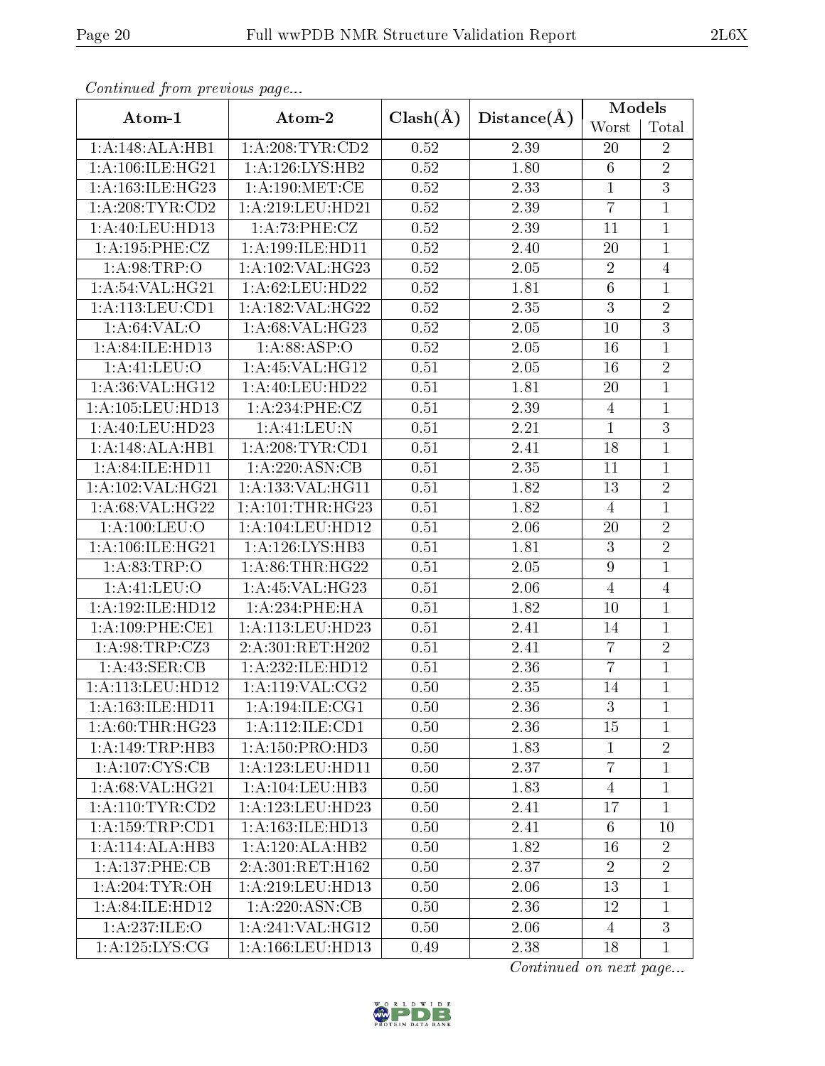*Continued from previous page...*

| Atom-1 | Atom-2 | Clash(Å) | Distance(Å) | Models | |
|---|---|---|---|---|---|
| | | | | Worst | Total |
| 1:A:148:ALA:HB1 | 1:A:208:TYR:CD2 | 0.52 | 2.39 | 20 | 2 |
| 1:A:106:ILE:HG21 | 1:A:126:LYS:HB2 | 0.52 | 1.80 | 6 | 2 |
| 1:A:163:ILE:HG23 | 1:A:190:MET:CE | 0.52 | 2.33 | 1 | 3 |
| 1:A:208:TYR:CD2 | 1:A:219:LEU:HD21 | 0.52 | 2.39 | 7 | 1 |
| 1:A:40:LEU:HD13 | 1:A:73:PHE:CZ | 0.52 | 2.39 | 11 | 1 |
| 1:A:195:PHE:CZ | 1:A:199:ILE:HD11 | 0.52 | 2.40 | 20 | 1 |
| 1:A:98:TRP:O | 1:A:102:VAL:HG23 | 0.52 | 2.05 | 2 | 4 |
| 1:A:54:VAL:HG21 | 1:A:62:LEU:HD22 | 0.52 | 1.81 | 6 | 1 |
| 1:A:113:LEU:CD1 | 1:A:182:VAL:HG22 | 0.52 | 2.35 | 3 | 2 |
| 1:A:64:VAL:O | 1:A:68:VAL:HG23 | 0.52 | 2.05 | 10 | 3 |
| 1:A:84:ILE:HD13 | 1:A:88:ASP:O | 0.52 | 2.05 | 16 | 1 |
| 1:A:41:LEU:O | 1:A:45:VAL:HG12 | 0.51 | 2.05 | 16 | 2 |
| 1:A:36:VAL:HG12 | 1:A:40:LEU:HD22 | 0.51 | 1.81 | 20 | 1 |
| 1:A:105:LEU:HD13 | 1:A:234:PHE:CZ | 0.51 | 2.39 | 4 | 1 |
| 1:A:40:LEU:HD23 | 1:A:41:LEU:N | 0.51 | 2.21 | 1 | 3 |
| 1:A:148:ALA:HB1 | 1:A:208:TYR:CD1 | 0.51 | 2.41 | 18 | 1 |
| 1:A:84:ILE:HD11 | 1:A:220:ASN:CB | 0.51 | 2.35 | 11 | 1 |
| 1:A:102:VAL:HG21 | 1:A:133:VAL:HG11 | 0.51 | 1.82 | 13 | 2 |
| 1:A:68:VAL:HG22 | 1:A:101:THR:HG23 | 0.51 | 1.82 | 4 | 1 |
| 1:A:100:LEU:O | 1:A:104:LEU:HD12 | 0.51 | 2.06 | 20 | 2 |
| 1:A:106:ILE:HG21 | 1:A:126:LYS:HB3 | 0.51 | 1.81 | 3 | 2 |
| 1:A:83:TRP:O | 1:A:86:THR:HG22 | 0.51 | 2.05 | 9 | 1 |
| 1:A:41:LEU:O | 1:A:45:VAL:HG23 | 0.51 | 2.06 | 4 | 4 |
| 1:A:192:ILE:HD12 | 1:A:234:PHE:HA | 0.51 | 1.82 | 10 | 1 |
| 1:A:109:PHE:CE1 | 1:A:113:LEU:HD23 | 0.51 | 2.41 | 14 | 1 |
| 1:A:98:TRP:CZ3 | 2:A:301:RET:H202 | 0.51 | 2.41 | 7 | 2 |
| 1:A:43:SER:CB | 1:A:232:ILE:HD12 | 0.51 | 2.36 | 7 | 1 |
| 1:A:113:LEU:HD12 | 1:A:119:VAL:CG2 | 0.50 | 2.35 | 14 | 1 |
| 1:A:163:ILE:HD11 | 1:A:194:ILE:CG1 | 0.50 | 2.36 | 3 | 1 |
| 1:A:60:THR:HG23 | 1:A:112:ILE:CD1 | 0.50 | 2.36 | 15 | 1 |
| 1:A:149:TRP:HB3 | 1:A:150:PRO:HD3 | 0.50 | 1.83 | 1 | 2 |
| 1:A:107:CYS:CB | 1:A:123:LEU:HD11 | 0.50 | 2.37 | 7 | 1 |
| 1:A:68:VAL:HG21 | 1:A:104:LEU:HB3 | 0.50 | 1.83 | 4 | 1 |
| 1:A:110:TYR:CD2 | 1:A:123:LEU:HD23 | 0.50 | 2.41 | 17 | 1 |
| 1:A:159:TRP:CD1 | 1:A:163:ILE:HD13 | 0.50 | 2.41 | 6 | 10 |
| 1:A:114:ALA:HB3 | 1:A:120:ALA:HB2 | 0.50 | 1.82 | 16 | 2 |
| 1:A:137:PHE:CB | 2:A:301:RET:H162 | 0.50 | 2.37 | 2 | 2 |
| 1:A:204:TYR:OH | 1:A:219:LEU:HD13 | 0.50 | 2.06 | 13 | 1 |
| 1:A:84:ILE:HD12 | 1:A:220:ASN:CB | 0.50 | 2.36 | 12 | 1 |
| 1:A:237:ILE:O | 1:A:241:VAL:HG12 | 0.50 | 2.06 | 4 | 3 |
| 1:A:125:LYS:CG | 1:A:166:LEU:HD13 | 0.49 | 2.38 | 18 | 1 |

*Continued on next page...*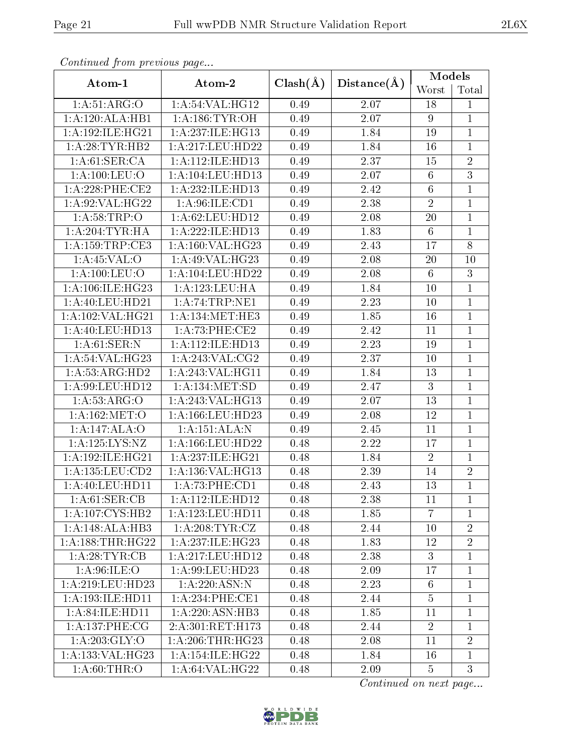*Continued from previous page...*

| Atom-1 | Atom-2 | Clash(Å) | Distance(Å) | Models | |
|---|---|---|---|---|---|
| | | | | Worst | Total |
| 1:A:51:ARG:O | 1:A:54:VAL:HG12 | 0.49 | 2.07 | 18 | 1 |
| 1:A:120:ALA:HB1 | 1:A:186:TYR:OH | 0.49 | 2.07 | 9 | 1 |
| 1:A:192:ILE:HG21 | 1:A:237:ILE:HG13 | 0.49 | 1.84 | 19 | 1 |
| 1:A:28:TYR:HB2 | 1:A:217:LEU:HD22 | 0.49 | 1.84 | 16 | 1 |
| 1:A:61:SER:CA | 1:A:112:ILE:HD13 | 0.49 | 2.37 | 15 | 2 |
| 1:A:100:LEU:O | 1:A:104:LEU:HD13 | 0.49 | 2.07 | 6 | 3 |
| 1:A:228:PHE:CE2 | 1:A:232:ILE:HD13 | 0.49 | 2.42 | 6 | 1 |
| 1:A:92:VAL:HG22 | 1:A:96:ILE:CD1 | 0.49 | 2.38 | 2 | 1 |
| 1:A:58:TRP:O | 1:A:62:LEU:HD12 | 0.49 | 2.08 | 20 | 1 |
| 1:A:204:TYR:HA | 1:A:222:ILE:HD13 | 0.49 | 1.83 | 6 | 1 |
| 1:A:159:TRP:CE3 | 1:A:160:VAL:HG23 | 0.49 | 2.43 | 17 | 8 |
| 1:A:45:VAL:O | 1:A:49:VAL:HG23 | 0.49 | 2.08 | 20 | 10 |
| 1:A:100:LEU:O | 1:A:104:LEU:HD22 | 0.49 | 2.08 | 6 | 3 |
| 1:A:106:ILE:HG23 | 1:A:123:LEU:HA | 0.49 | 1.84 | 10 | 1 |
| 1:A:40:LEU:HD21 | 1:A:74:TRP:NE1 | 0.49 | 2.23 | 10 | 1 |
| 1:A:102:VAL:HG21 | 1:A:134:MET:HE3 | 0.49 | 1.85 | 16 | 1 |
| 1:A:40:LEU:HD13 | 1:A:73:PHE:CE2 | 0.49 | 2.42 | 11 | 1 |
| 1:A:61:SER:N | 1:A:112:ILE:HD13 | 0.49 | 2.23 | 19 | 1 |
| 1:A:54:VAL:HG23 | 1:A:243:VAL:CG2 | 0.49 | 2.37 | 10 | 1 |
| 1:A:53:ARG:HD2 | 1:A:243:VAL:HG11 | 0.49 | 1.84 | 13 | 1 |
| 1:A:99:LEU:HD12 | 1:A:134:MET:SD | 0.49 | 2.47 | 3 | 1 |
| 1:A:53:ARG:O | 1:A:243:VAL:HG13 | 0.49 | 2.07 | 13 | 1 |
| 1:A:162:MET:O | 1:A:166:LEU:HD23 | 0.49 | 2.08 | 12 | 1 |
| 1:A:147:ALA:O | 1:A:151:ALA:N | 0.49 | 2.45 | 11 | 1 |
| 1:A:125:LYS:NZ | 1:A:166:LEU:HD22 | 0.48 | 2.22 | 17 | 1 |
| 1:A:192:ILE:HG21 | 1:A:237:ILE:HG21 | 0.48 | 1.84 | 2 | 1 |
| 1:A:135:LEU:CD2 | 1:A:136:VAL:HG13 | 0.48 | 2.39 | 14 | 2 |
| 1:A:40:LEU:HD11 | 1:A:73:PHE:CD1 | 0.48 | 2.43 | 13 | 1 |
| 1:A:61:SER:CB | 1:A:112:ILE:HD12 | 0.48 | 2.38 | 11 | 1 |
| 1:A:107:CYS:HB2 | 1:A:123:LEU:HD11 | 0.48 | 1.85 | 7 | 1 |
| 1:A:148:ALA:HB3 | 1:A:208:TYR:CZ | 0.48 | 2.44 | 10 | 2 |
| 1:A:188:THR:HG22 | 1:A:237:ILE:HG23 | 0.48 | 1.83 | 12 | 2 |
| 1:A:28:TYR:CB | 1:A:217:LEU:HD12 | 0.48 | 2.38 | 3 | 1 |
| 1:A:96:ILE:O | 1:A:99:LEU:HD23 | 0.48 | 2.09 | 17 | 1 |
| 1:A:219:LEU:HD23 | 1:A:220:ASN:N | 0.48 | 2.23 | 6 | 1 |
| 1:A:193:ILE:HD11 | 1:A:234:PHE:CE1 | 0.48 | 2.44 | 5 | 1 |
| 1:A:84:ILE:HD11 | 1:A:220:ASN:HB3 | 0.48 | 1.85 | 11 | 1 |
| 1:A:137:PHE:CG | 2:A:301:RET:H173 | 0.48 | 2.44 | 2 | 1 |
| 1:A:203:GLY:O | 1:A:206:THR:HG23 | 0.48 | 2.08 | 11 | 2 |
| 1:A:133:VAL:HG23 | 1:A:154:ILE:HG22 | 0.48 | 1.84 | 16 | 1 |
| 1:A:60:THR:O | 1:A:64:VAL:HG22 | 0.48 | 2.09 | 5 | 3 |

*Continued on next page...*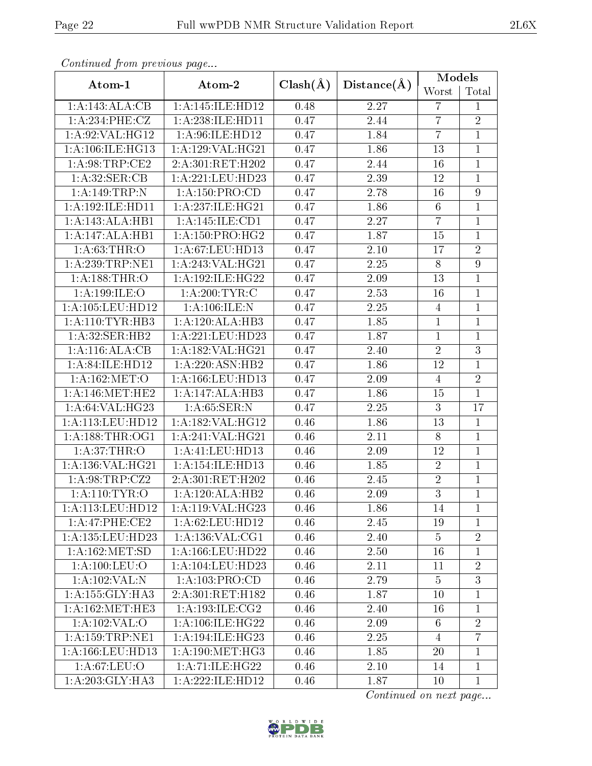*Continued from previous page...*

| Atom-1 | Atom-2 | Clash(Å) | Distance(Å) | Models | |
|---|---|---|---|---|---|
| | | | | Worst | Total |
| 1:A:143:ALA:CB | 1:A:145:ILE:HD12 | 0.48 | 2.27 | 7 | 1 |
| 1:A:234:PHE:CZ | 1:A:238:ILE:HD11 | 0.47 | 2.44 | 7 | 2 |
| 1:A:92:VAL:HG12 | 1:A:96:ILE:HD12 | 0.47 | 1.84 | 7 | 1 |
| 1:A:106:ILE:HG13 | 1:A:129:VAL:HG21 | 0.47 | 1.86 | 13 | 1 |
| 1:A:98:TRP:CE2 | 2:A:301:RET:H202 | 0.47 | 2.44 | 16 | 1 |
| 1:A:32:SER:CB | 1:A:221:LEU:HD23 | 0.47 | 2.39 | 12 | 1 |
| 1:A:149:TRP:N | 1:A:150:PRO:CD | 0.47 | 2.78 | 16 | 9 |
| 1:A:192:ILE:HD11 | 1:A:237:ILE:HG21 | 0.47 | 1.86 | 6 | 1 |
| 1:A:143:ALA:HB1 | 1:A:145:ILE:CD1 | 0.47 | 2.27 | 7 | 1 |
| 1:A:147:ALA:HB1 | 1:A:150:PRO:HG2 | 0.47 | 1.87 | 15 | 1 |
| 1:A:63:THR:O | 1:A:67:LEU:HD13 | 0.47 | 2.10 | 17 | 2 |
| 1:A:239:TRP:NE1 | 1:A:243:VAL:HG21 | 0.47 | 2.25 | 8 | 9 |
| 1:A:188:THR:O | 1:A:192:ILE:HG22 | 0.47 | 2.09 | 13 | 1 |
| 1:A:199:ILE:O | 1:A:200:TYR:C | 0.47 | 2.53 | 16 | 1 |
| 1:A:105:LEU:HD12 | 1:A:106:ILE:N | 0.47 | 2.25 | 4 | 1 |
| 1:A:110:TYR:HB3 | 1:A:120:ALA:HB3 | 0.47 | 1.85 | 1 | 1 |
| 1:A:32:SER:HB2 | 1:A:221:LEU:HD23 | 0.47 | 1.87 | 1 | 1 |
| 1:A:116:ALA:CB | 1:A:182:VAL:HG21 | 0.47 | 2.40 | 2 | 3 |
| 1:A:84:ILE:HD12 | 1:A:220:ASN:HB2 | 0.47 | 1.86 | 12 | 1 |
| 1:A:162:MET:O | 1:A:166:LEU:HD13 | 0.47 | 2.09 | 4 | 2 |
| 1:A:146:MET:HE2 | 1:A:147:ALA:HB3 | 0.47 | 1.86 | 15 | 1 |
| 1:A:64:VAL:HG23 | 1:A:65:SER:N | 0.47 | 2.25 | 3 | 17 |
| 1:A:113:LEU:HD12 | 1:A:182:VAL:HG12 | 0.46 | 1.86 | 13 | 1 |
| 1:A:188:THR:OG1 | 1:A:241:VAL:HG21 | 0.46 | 2.11 | 8 | 1 |
| 1:A:37:THR:O | 1:A:41:LEU:HD13 | 0.46 | 2.09 | 12 | 1 |
| 1:A:136:VAL:HG21 | 1:A:154:ILE:HD13 | 0.46 | 1.85 | 2 | 1 |
| 1:A:98:TRP:CZ2 | 2:A:301:RET:H202 | 0.46 | 2.45 | 2 | 1 |
| 1:A:110:TYR:O | 1:A:120:ALA:HB2 | 0.46 | 2.09 | 3 | 1 |
| 1:A:113:LEU:HD12 | 1:A:119:VAL:HG23 | 0.46 | 1.86 | 14 | 1 |
| 1:A:47:PHE:CE2 | 1:A:62:LEU:HD12 | 0.46 | 2.45 | 19 | 1 |
| 1:A:135:LEU:HD23 | 1:A:136:VAL:CG1 | 0.46 | 2.40 | 5 | 2 |
| 1:A:162:MET:SD | 1:A:166:LEU:HD22 | 0.46 | 2.50 | 16 | 1 |
| 1:A:100:LEU:O | 1:A:104:LEU:HD23 | 0.46 | 2.11 | 11 | 2 |
| 1:A:102:VAL:N | 1:A:103:PRO:CD | 0.46 | 2.79 | 5 | 3 |
| 1:A:155:GLY:HA3 | 2:A:301:RET:H182 | 0.46 | 1.87 | 10 | 1 |
| 1:A:162:MET:HE3 | 1:A:193:ILE:CG2 | 0.46 | 2.40 | 16 | 1 |
| 1:A:102:VAL:O | 1:A:106:ILE:HG22 | 0.46 | 2.09 | 6 | 2 |
| 1:A:159:TRP:NE1 | 1:A:194:ILE:HG23 | 0.46 | 2.25 | 4 | 7 |
| 1:A:166:LEU:HD13 | 1:A:190:MET:HG3 | 0.46 | 1.85 | 20 | 1 |
| 1:A:67:LEU:O | 1:A:71:ILE:HG22 | 0.46 | 2.10 | 14 | 1 |
| 1:A:203:GLY:HA3 | 1:A:222:ILE:HD12 | 0.46 | 1.87 | 10 | 1 |

*Continued on next page...*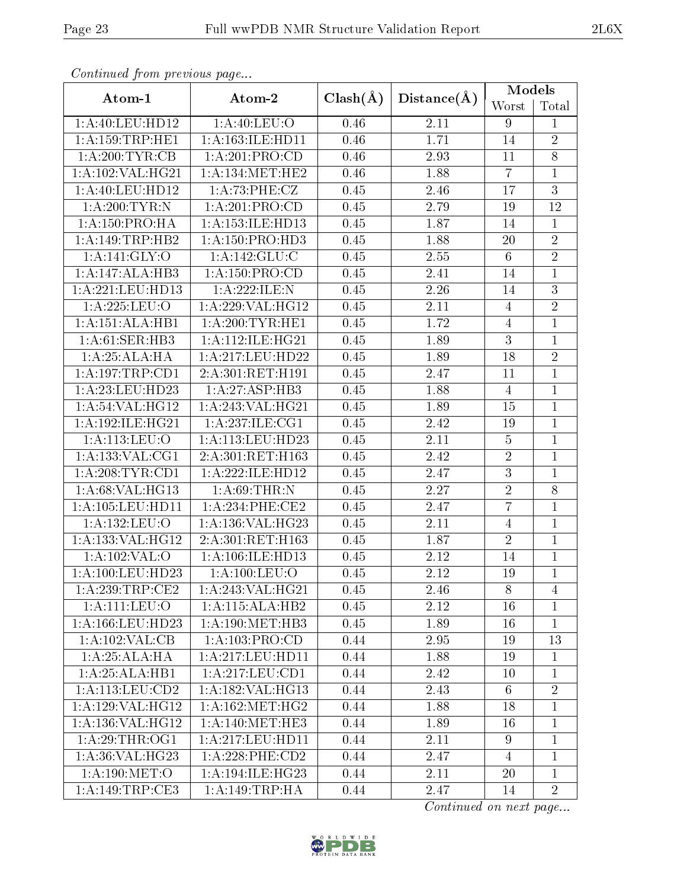*Continued from previous page...*

| Atom-1 | Atom-2 | Clash(Å) | Distance(Å) | Models | |
|---|---|---|---|---|---|
| | | | | Worst | Total |
| 1:A:40:LEU:HD12 | 1:A:40:LEU:O | 0.46 | 2.11 | 9 | 1 |
| 1:A:159:TRP:HE1 | 1:A:163:ILE:HD11 | 0.46 | 1.71 | 14 | 2 |
| 1:A:200:TYR:CB | 1:A:201:PRO:CD | 0.46 | 2.93 | 11 | 8 |
| 1:A:102:VAL:HG21 | 1:A:134:MET:HE2 | 0.46 | 1.88 | 7 | 1 |
| 1:A:40:LEU:HD12 | 1:A:73:PHE:CZ | 0.45 | 2.46 | 17 | 3 |
| 1:A:200:TYR:N | 1:A:201:PRO:CD | 0.45 | 2.79 | 19 | 12 |
| 1:A:150:PRO:HA | 1:A:153:ILE:HD13 | 0.45 | 1.87 | 14 | 1 |
| 1:A:149:TRP:HB2 | 1:A:150:PRO:HD3 | 0.45 | 1.88 | 20 | 2 |
| 1:A:141:GLY:O | 1:A:142:GLU:C | 0.45 | 2.55 | 6 | 2 |
| 1:A:147:ALA:HB3 | 1:A:150:PRO:CD | 0.45 | 2.41 | 14 | 1 |
| 1:A:221:LEU:HD13 | 1:A:222:ILE:N | 0.45 | 2.26 | 14 | 3 |
| 1:A:225:LEU:O | 1:A:229:VAL:HG12 | 0.45 | 2.11 | 4 | 2 |
| 1:A:151:ALA:HB1 | 1:A:200:TYR:HE1 | 0.45 | 1.72 | 4 | 1 |
| 1:A:61:SER:HB3 | 1:A:112:ILE:HG21 | 0.45 | 1.89 | 3 | 1 |
| 1:A:25:ALA:HA | 1:A:217:LEU:HD22 | 0.45 | 1.89 | 18 | 2 |
| 1:A:197:TRP:CD1 | 2:A:301:RET:H191 | 0.45 | 2.47 | 11 | 1 |
| 1:A:23:LEU:HD23 | 1:A:27:ASP:HB3 | 0.45 | 1.88 | 4 | 1 |
| 1:A:54:VAL:HG12 | 1:A:243:VAL:HG21 | 0.45 | 1.89 | 15 | 1 |
| 1:A:192:ILE:HG21 | 1:A:237:ILE:CG1 | 0.45 | 2.42 | 19 | 1 |
| 1:A:113:LEU:O | 1:A:113:LEU:HD23 | 0.45 | 2.11 | 5 | 1 |
| 1:A:133:VAL:CG1 | 2:A:301:RET:H163 | 0.45 | 2.42 | 2 | 1 |
| 1:A:208:TYR:CD1 | 1:A:222:ILE:HD12 | 0.45 | 2.47 | 3 | 1 |
| 1:A:68:VAL:HG13 | 1:A:69:THR:N | 0.45 | 2.27 | 2 | 8 |
| 1:A:105:LEU:HD11 | 1:A:234:PHE:CE2 | 0.45 | 2.47 | 7 | 1 |
| 1:A:132:LEU:O | 1:A:136:VAL:HG23 | 0.45 | 2.11 | 4 | 1 |
| 1:A:133:VAL:HG12 | 2:A:301:RET:H163 | 0.45 | 1.87 | 2 | 1 |
| 1:A:102:VAL:O | 1:A:106:ILE:HD13 | 0.45 | 2.12 | 14 | 1 |
| 1:A:100:LEU:HD23 | 1:A:100:LEU:O | 0.45 | 2.12 | 19 | 1 |
| 1:A:239:TRP:CE2 | 1:A:243:VAL:HG21 | 0.45 | 2.46 | 8 | 4 |
| 1:A:111:LEU:O | 1:A:115:ALA:HB2 | 0.45 | 2.12 | 16 | 1 |
| 1:A:166:LEU:HD23 | 1:A:190:MET:HB3 | 0.45 | 1.89 | 16 | 1 |
| 1:A:102:VAL:CB | 1:A:103:PRO:CD | 0.44 | 2.95 | 19 | 13 |
| 1:A:25:ALA:HA | 1:A:217:LEU:HD11 | 0.44 | 1.88 | 19 | 1 |
| 1:A:25:ALA:HB1 | 1:A:217:LEU:CD1 | 0.44 | 2.42 | 10 | 1 |
| 1:A:113:LEU:CD2 | 1:A:182:VAL:HG13 | 0.44 | 2.43 | 6 | 2 |
| 1:A:129:VAL:HG12 | 1:A:162:MET:HG2 | 0.44 | 1.88 | 18 | 1 |
| 1:A:136:VAL:HG12 | 1:A:140:MET:HE3 | 0.44 | 1.89 | 16 | 1 |
| 1:A:29:THR:OG1 | 1:A:217:LEU:HD11 | 0.44 | 2.11 | 9 | 1 |
| 1:A:36:VAL:HG23 | 1:A:228:PHE:CD2 | 0.44 | 2.47 | 4 | 1 |
| 1:A:190:MET:O | 1:A:194:ILE:HG23 | 0.44 | 2.11 | 20 | 1 |
| 1:A:149:TRP:CE3 | 1:A:149:TRP:HA | 0.44 | 2.47 | 14 | 2 |

*Continued on next page...*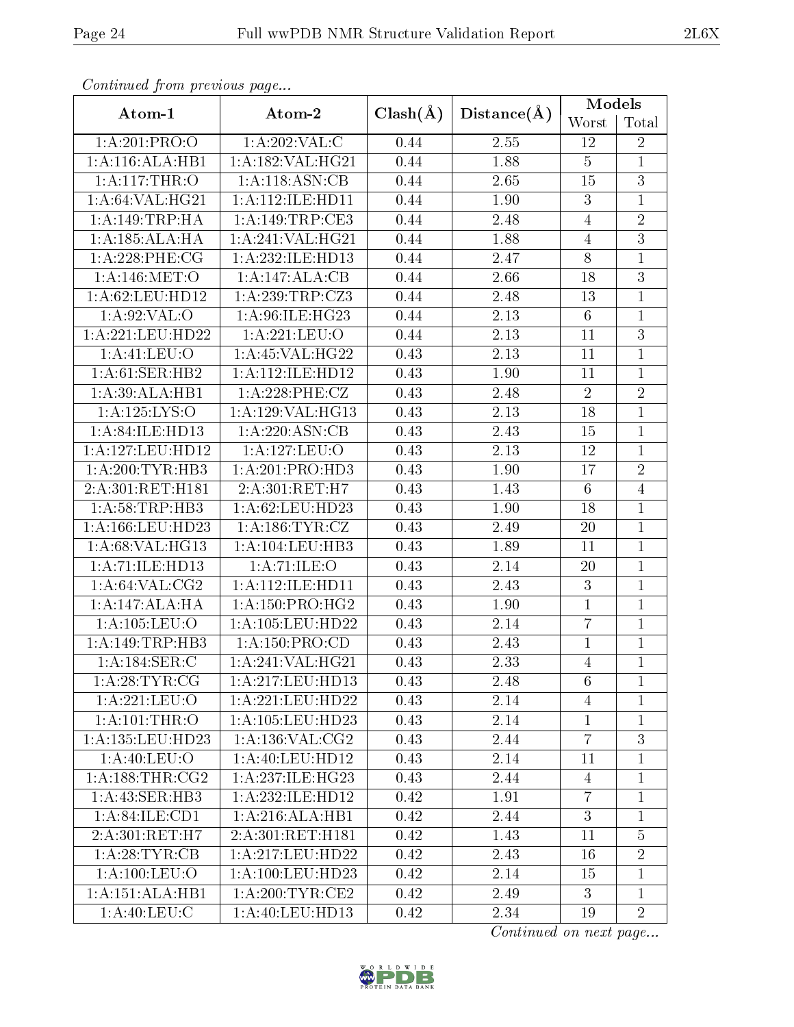*Continued from previous page...*

| Atom-1 | Atom-2 | Clash(Å) | Distance(Å) | Models | |
|---|---|---|---|---|---|
| | | | | Worst | Total |
| 1:A:201:PRO:O | 1:A:202:VAL:C | 0.44 | 2.55 | 12 | 2 |
| 1:A:116:ALA:HB1 | 1:A:182:VAL:HG21 | 0.44 | 1.88 | 5 | 1 |
| 1:A:117:THR:O | 1:A:118:ASN:CB | 0.44 | 2.65 | 15 | 3 |
| 1:A:64:VAL:HG21 | 1:A:112:ILE:HD11 | 0.44 | 1.90 | 3 | 1 |
| 1:A:149:TRP:HA | 1:A:149:TRP:CE3 | 0.44 | 2.48 | 4 | 2 |
| 1:A:185:ALA:HA | 1:A:241:VAL:HG21 | 0.44 | 1.88 | 4 | 3 |
| 1:A:228:PHE:CG | 1:A:232:ILE:HD13 | 0.44 | 2.47 | 8 | 1 |
| 1:A:146:MET:O | 1:A:147:ALA:CB | 0.44 | 2.66 | 18 | 3 |
| 1:A:62:LEU:HD12 | 1:A:239:TRP:CZ3 | 0.44 | 2.48 | 13 | 1 |
| 1:A:92:VAL:O | 1:A:96:ILE:HG23 | 0.44 | 2.13 | 6 | 1 |
| 1:A:221:LEU:HD22 | 1:A:221:LEU:O | 0.44 | 2.13 | 11 | 3 |
| 1:A:41:LEU:O | 1:A:45:VAL:HG22 | 0.43 | 2.13 | 11 | 1 |
| 1:A:61:SER:HB2 | 1:A:112:ILE:HD12 | 0.43 | 1.90 | 11 | 1 |
| 1:A:39:ALA:HB1 | 1:A:228:PHE:CZ | 0.43 | 2.48 | 2 | 2 |
| 1:A:125:LYS:O | 1:A:129:VAL:HG13 | 0.43 | 2.13 | 18 | 1 |
| 1:A:84:ILE:HD13 | 1:A:220:ASN:CB | 0.43 | 2.43 | 15 | 1 |
| 1:A:127:LEU:HD12 | 1:A:127:LEU:O | 0.43 | 2.13 | 12 | 1 |
| 1:A:200:TYR:HB3 | 1:A:201:PRO:HD3 | 0.43 | 1.90 | 17 | 2 |
| 2:A:301:RET:H181 | 2:A:301:RET:H7 | 0.43 | 1.43 | 6 | 4 |
| 1:A:58:TRP:HB3 | 1:A:62:LEU:HD23 | 0.43 | 1.90 | 18 | 1 |
| 1:A:166:LEU:HD23 | 1:A:186:TYR:CZ | 0.43 | 2.49 | 20 | 1 |
| 1:A:68:VAL:HG13 | 1:A:104:LEU:HB3 | 0.43 | 1.89 | 11 | 1 |
| 1:A:71:ILE:HD13 | 1:A:71:ILE:O | 0.43 | 2.14 | 20 | 1 |
| 1:A:64:VAL:CG2 | 1:A:112:ILE:HD11 | 0.43 | 2.43 | 3 | 1 |
| 1:A:147:ALA:HA | 1:A:150:PRO:HG2 | 0.43 | 1.90 | 1 | 1 |
| 1:A:105:LEU:O | 1:A:105:LEU:HD22 | 0.43 | 2.14 | 7 | 1 |
| 1:A:149:TRP:HB3 | 1:A:150:PRO:CD | 0.43 | 2.43 | 1 | 1 |
| 1:A:184:SER:C | 1:A:241:VAL:HG21 | 0.43 | 2.33 | 4 | 1 |
| 1:A:28:TYR:CG | 1:A:217:LEU:HD13 | 0.43 | 2.48 | 6 | 1 |
| 1:A:221:LEU:O | 1:A:221:LEU:HD22 | 0.43 | 2.14 | 4 | 1 |
| 1:A:101:THR:O | 1:A:105:LEU:HD23 | 0.43 | 2.14 | 1 | 1 |
| 1:A:135:LEU:HD23 | 1:A:136:VAL:CG2 | 0.43 | 2.44 | 7 | 3 |
| 1:A:40:LEU:O | 1:A:40:LEU:HD12 | 0.43 | 2.14 | 11 | 1 |
| 1:A:188:THR:CG2 | 1:A:237:ILE:HG23 | 0.43 | 2.44 | 4 | 1 |
| 1:A:43:SER:HB3 | 1:A:232:ILE:HD12 | 0.42 | 1.91 | 7 | 1 |
| 1:A:84:ILE:CD1 | 1:A:216:ALA:HB1 | 0.42 | 2.44 | 3 | 1 |
| 2:A:301:RET:H7 | 2:A:301:RET:H181 | 0.42 | 1.43 | 11 | 5 |
| 1:A:28:TYR:CB | 1:A:217:LEU:HD22 | 0.42 | 2.43 | 16 | 2 |
| 1:A:100:LEU:O | 1:A:100:LEU:HD23 | 0.42 | 2.14 | 15 | 1 |
| 1:A:151:ALA:HB1 | 1:A:200:TYR:CE2 | 0.42 | 2.49 | 3 | 1 |
| 1:A:40:LEU:C | 1:A:40:LEU:HD13 | 0.42 | 2.34 | 19 | 2 |

*Continued on next page...*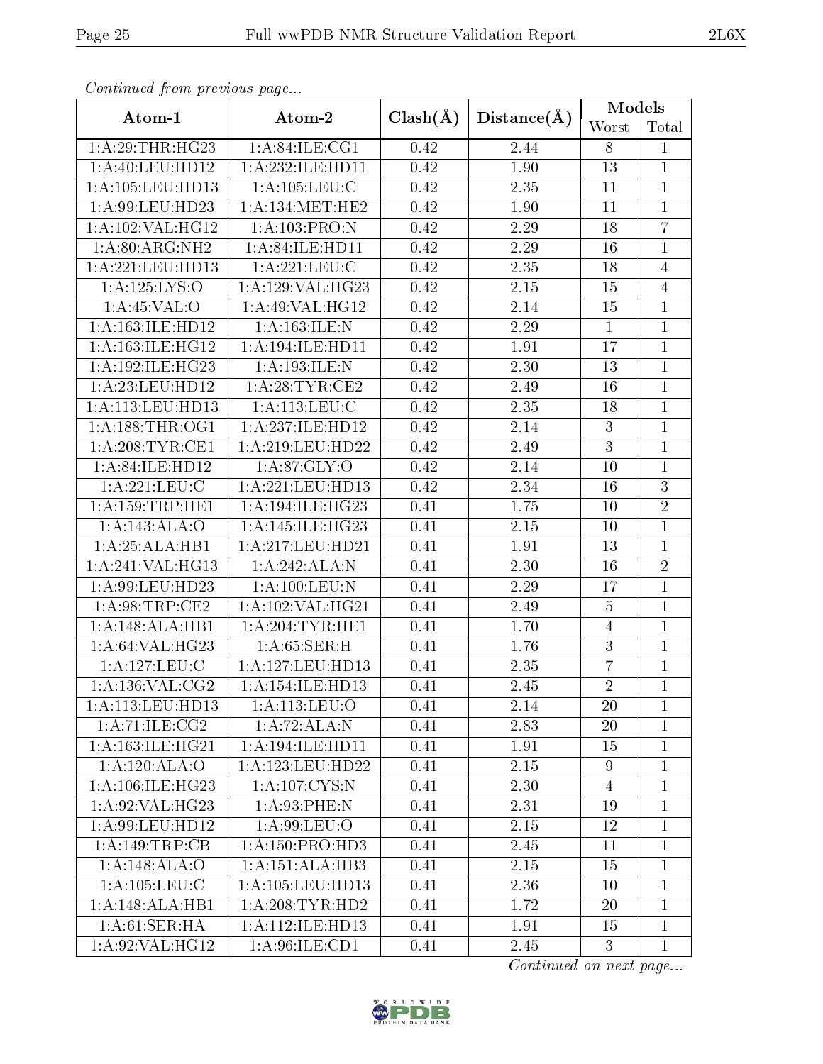*Continued from previous page...*

| Atom-1 | Atom-2 | Clash(Å) | Distance(Å) | Models | |
|---|---|---|---|---|---|
| | | | | Worst | Total |
| 1:A:29:THR:HG23 | 1:A:84:ILE:CG1 | 0.42 | 2.44 | 8 | 1 |
| 1:A:40:LEU:HD12 | 1:A:232:ILE:HD11 | 0.42 | 1.90 | 13 | 1 |
| 1:A:105:LEU:HD13 | 1:A:105:LEU:C | 0.42 | 2.35 | 11 | 1 |
| 1:A:99:LEU:HD23 | 1:A:134:MET:HE2 | 0.42 | 1.90 | 11 | 1 |
| 1:A:102:VAL:HG12 | 1:A:103:PRO:N | 0.42 | 2.29 | 18 | 7 |
| 1:A:80:ARG:NH2 | 1:A:84:ILE:HD11 | 0.42 | 2.29 | 16 | 1 |
| 1:A:221:LEU:HD13 | 1:A:221:LEU:C | 0.42 | 2.35 | 18 | 4 |
| 1:A:125:LYS:O | 1:A:129:VAL:HG23 | 0.42 | 2.15 | 15 | 4 |
| 1:A:45:VAL:O | 1:A:49:VAL:HG12 | 0.42 | 2.14 | 15 | 1 |
| 1:A:163:ILE:HD12 | 1:A:163:ILE:N | 0.42 | 2.29 | 1 | 1 |
| 1:A:163:ILE:HG12 | 1:A:194:ILE:HD11 | 0.42 | 1.91 | 17 | 1 |
| 1:A:192:ILE:HG23 | 1:A:193:ILE:N | 0.42 | 2.30 | 13 | 1 |
| 1:A:23:LEU:HD12 | 1:A:28:TYR:CE2 | 0.42 | 2.49 | 16 | 1 |
| 1:A:113:LEU:HD13 | 1:A:113:LEU:C | 0.42 | 2.35 | 18 | 1 |
| 1:A:188:THR:OG1 | 1:A:237:ILE:HD12 | 0.42 | 2.14 | 3 | 1 |
| 1:A:208:TYR:CE1 | 1:A:219:LEU:HD22 | 0.42 | 2.49 | 3 | 1 |
| 1:A:84:ILE:HD12 | 1:A:87:GLY:O | 0.42 | 2.14 | 10 | 1 |
| 1:A:221:LEU:C | 1:A:221:LEU:HD13 | 0.42 | 2.34 | 16 | 3 |
| 1:A:159:TRP:HE1 | 1:A:194:ILE:HG23 | 0.41 | 1.75 | 10 | 2 |
| 1:A:143:ALA:O | 1:A:145:ILE:HG23 | 0.41 | 2.15 | 10 | 1 |
| 1:A:25:ALA:HB1 | 1:A:217:LEU:HD21 | 0.41 | 1.91 | 13 | 1 |
| 1:A:241:VAL:HG13 | 1:A:242:ALA:N | 0.41 | 2.30 | 16 | 2 |
| 1:A:99:LEU:HD23 | 1:A:100:LEU:N | 0.41 | 2.29 | 17 | 1 |
| 1:A:98:TRP:CE2 | 1:A:102:VAL:HG21 | 0.41 | 2.49 | 5 | 1 |
| 1:A:148:ALA:HB1 | 1:A:204:TYR:HE1 | 0.41 | 1.70 | 4 | 1 |
| 1:A:64:VAL:HG23 | 1:A:65:SER:H | 0.41 | 1.76 | 3 | 1 |
| 1:A:127:LEU:C | 1:A:127:LEU:HD13 | 0.41 | 2.35 | 7 | 1 |
| 1:A:136:VAL:CG2 | 1:A:154:ILE:HD13 | 0.41 | 2.45 | 2 | 1 |
| 1:A:113:LEU:HD13 | 1:A:113:LEU:O | 0.41 | 2.14 | 20 | 1 |
| 1:A:71:ILE:CG2 | 1:A:72:ALA:N | 0.41 | 2.83 | 20 | 1 |
| 1:A:163:ILE:HG21 | 1:A:194:ILE:HD11 | 0.41 | 1.91 | 15 | 1 |
| 1:A:120:ALA:O | 1:A:123:LEU:HD22 | 0.41 | 2.15 | 9 | 1 |
| 1:A:106:ILE:HG23 | 1:A:107:CYS:N | 0.41 | 2.30 | 4 | 1 |
| 1:A:92:VAL:HG23 | 1:A:93:PHE:N | 0.41 | 2.31 | 19 | 1 |
| 1:A:99:LEU:HD12 | 1:A:99:LEU:O | 0.41 | 2.15 | 12 | 1 |
| 1:A:149:TRP:CB | 1:A:150:PRO:HD3 | 0.41 | 2.45 | 11 | 1 |
| 1:A:148:ALA:O | 1:A:151:ALA:HB3 | 0.41 | 2.15 | 15 | 1 |
| 1:A:105:LEU:C | 1:A:105:LEU:HD13 | 0.41 | 2.36 | 10 | 1 |
| 1:A:148:ALA:HB1 | 1:A:208:TYR:HD2 | 0.41 | 1.72 | 20 | 1 |
| 1:A:61:SER:HA | 1:A:112:ILE:HD13 | 0.41 | 1.91 | 15 | 1 |
| 1:A:92:VAL:HG12 | 1:A:96:ILE:CD1 | 0.41 | 2.45 | 3 | 1 |

*Continued on next page...*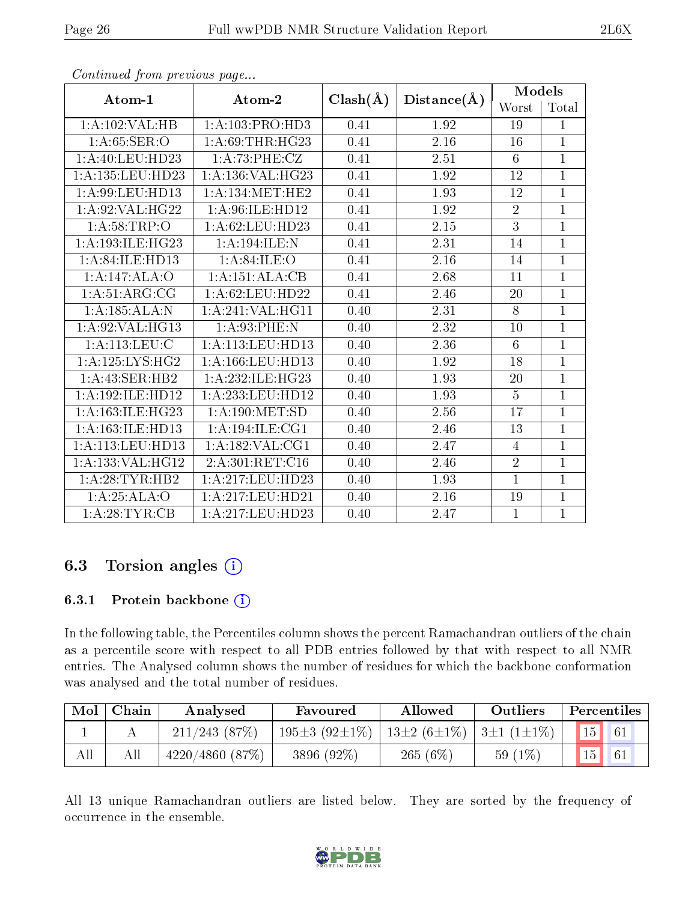*Continued from previous page...*

| Atom-1 | Atom-2 | Clash(Å) | Distance(Å) | Models | |
|---|---|---|---|---|---|
| | | | | Worst | Total |
| 1:A:102:VAL:HB | 1:A:103:PRO:HD3 | 0.41 | 1.92 | 19 | 1 |
| 1:A:65:SER:O | 1:A:69:THR:HG23 | 0.41 | 2.16 | 16 | 1 |
| 1:A:40:LEU:HD23 | 1:A:73:PHE:CZ | 0.41 | 2.51 | 6 | 1 |
| 1:A:135:LEU:HD23 | 1:A:136:VAL:HG23 | 0.41 | 1.92 | 12 | 1 |
| 1:A:99:LEU:HD13 | 1:A:134:MET:HE2 | 0.41 | 1.93 | 12 | 1 |
| 1:A:92:VAL:HG22 | 1:A:96:ILE:HD12 | 0.41 | 1.92 | 2 | 1 |
| 1:A:58:TRP:O | 1:A:62:LEU:HD23 | 0.41 | 2.15 | 3 | 1 |
| 1:A:193:ILE:HG23 | 1:A:194:ILE:N | 0.41 | 2.31 | 14 | 1 |
| 1:A:84:ILE:HD13 | 1:A:84:ILE:O | 0.41 | 2.16 | 14 | 1 |
| 1:A:147:ALA:O | 1:A:151:ALA:CB | 0.41 | 2.68 | 11 | 1 |
| 1:A:51:ARG:CG | 1:A:62:LEU:HD22 | 0.41 | 2.46 | 20 | 1 |
| 1:A:185:ALA:N | 1:A:241:VAL:HG11 | 0.40 | 2.31 | 8 | 1 |
| 1:A:92:VAL:HG13 | 1:A:93:PHE:N | 0.40 | 2.32 | 10 | 1 |
| 1:A:113:LEU:C | 1:A:113:LEU:HD13 | 0.40 | 2.36 | 6 | 1 |
| 1:A:125:LYS:HG2 | 1:A:166:LEU:HD13 | 0.40 | 1.92 | 18 | 1 |
| 1:A:43:SER:HB2 | 1:A:232:ILE:HG23 | 0.40 | 1.93 | 20 | 1 |
| 1:A:192:ILE:HD12 | 1:A:233:LEU:HD12 | 0.40 | 1.93 | 5 | 1 |
| 1:A:163:ILE:HG23 | 1:A:190:MET:SD | 0.40 | 2.56 | 17 | 1 |
| 1:A:163:ILE:HD13 | 1:A:194:ILE:CG1 | 0.40 | 2.46 | 13 | 1 |
| 1:A:113:LEU:HD13 | 1:A:182:VAL:CG1 | 0.40 | 2.47 | 4 | 1 |
| 1:A:133:VAL:HG12 | 2:A:301:RET:C16 | 0.40 | 2.46 | 2 | 1 |
| 1:A:28:TYR:HB2 | 1:A:217:LEU:HD23 | 0.40 | 1.93 | 1 | 1 |
| 1:A:25:ALA:O | 1:A:217:LEU:HD21 | 0.40 | 2.16 | 19 | 1 |
| 1:A:28:TYR:CB | 1:A:217:LEU:HD23 | 0.40 | 2.47 | 1 | 1 |

## 6.3 Torsion angles (i)

### 6.3.1 Protein backbone (i)

In the following table, the Percentiles column shows the percent Ramachandran outliers of the chain as a percentile score with respect to all PDB entries followed by that with respect to all NMR entries. The Analysed column shows the number of residues for which the backbone conformation was analysed and the total number of residues.

| Mol | Chain | Analysed | Favoured | Allowed | Outliers | Percentiles | |
|---|---|---|---|---|---|---|---|
| 1 | A | 211/243 (87%) | 195±3 (92±1%) | 13±2 (6±1%) | 3±1 (1±1%) | 15 | 61 |
| All | All | 4220/4860 (87%) | 3896 (92%) | 265 (6%) | 59 (1%) | 15 | 61 |

All 13 unique Ramachandran outliers are listed below. They are sorted by the frequency of occurrence in the ensemble.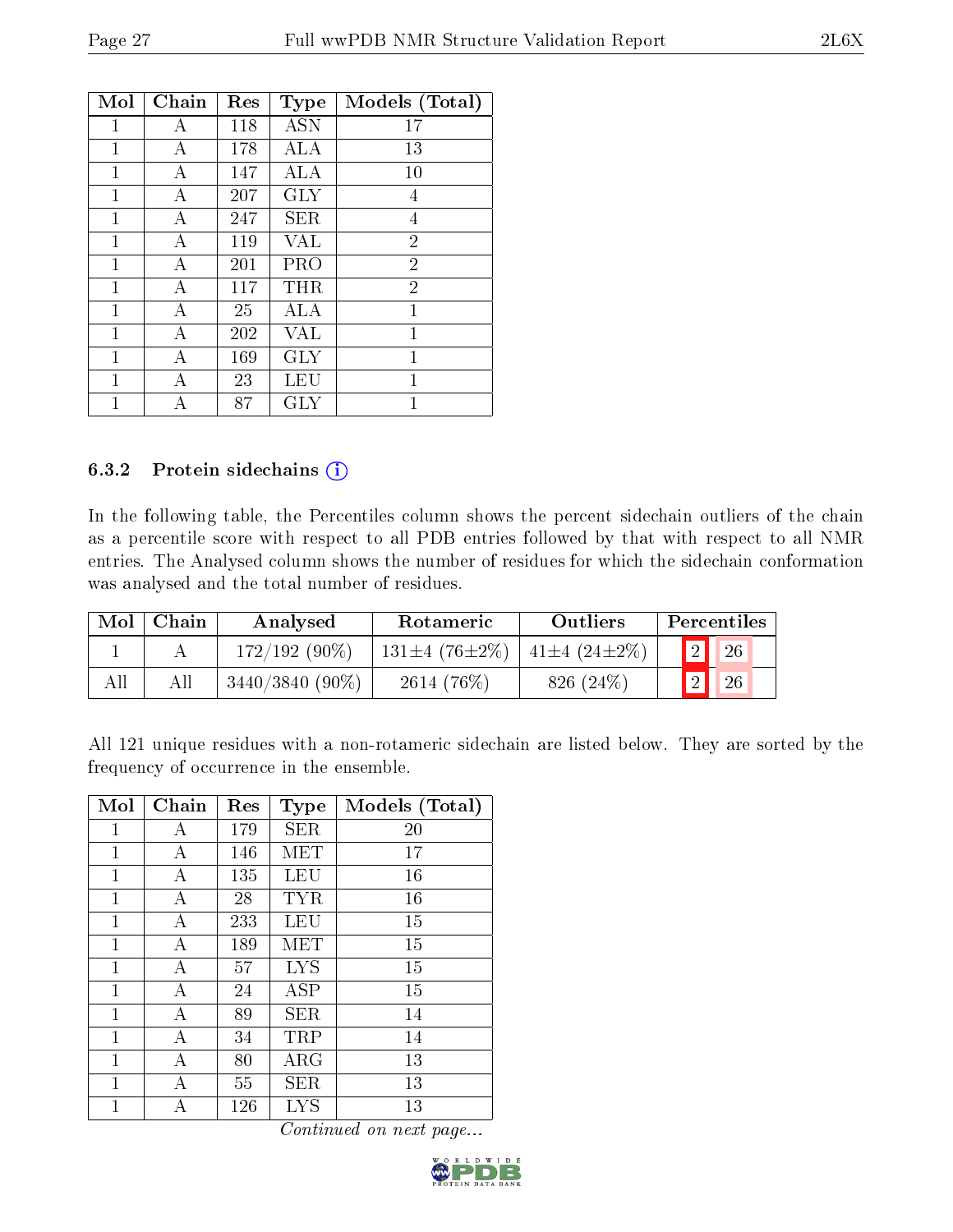| Mol | Chain | Res | Type | Models (Total) |
|---|---|---|---|---|
| 1 | A | 118 | ASN | 17 |
| 1 | A | 178 | ALA | 13 |
| 1 | A | 147 | ALA | 10 |
| 1 | A | 207 | GLY | 4 |
| 1 | A | 247 | SER | 4 |
| 1 | A | 119 | VAL | 2 |
| 1 | A | 201 | PRO | 2 |
| 1 | A | 117 | THR | 2 |
| 1 | A | 25 | ALA | 1 |
| 1 | A | 202 | VAL | 1 |
| 1 | A | 169 | GLY | 1 |
| 1 | A | 23 | LEU | 1 |
| 1 | A | 87 | GLY | 1 |

### 6.3.2 Protein sidechains

In the following table, the Percentiles column shows the percent sidechain outliers of the chain as a percentile score with respect to all PDB entries followed by that with respect to all NMR entries. The Analysed column shows the number of residues for which the sidechain conformation was analysed and the total number of residues.

| Mol | Chain | Analysed | Rotameric | Outliers | Percentiles | |
|---|---|---|---|---|---|---|
| 1 | A | 172/192 (90%) | 131±4 (76±2%) | 41±4 (24±2%) | 2 | 26 |
| All | All | 3440/3840 (90%) | 2614 (76%) | 826 (24%) | 2 | 26 |

All 121 unique residues with a non-rotameric sidechain are listed below. They are sorted by the frequency of occurrence in the ensemble.

| Mol | Chain | Res | Type | Models (Total) |
|---|---|---|---|---|
| 1 | A | 179 | SER | 20 |
| 1 | A | 146 | MET | 17 |
| 1 | A | 135 | LEU | 16 |
| 1 | A | 28 | TYR | 16 |
| 1 | A | 233 | LEU | 15 |
| 1 | A | 189 | MET | 15 |
| 1 | A | 57 | LYS | 15 |
| 1 | A | 24 | ASP | 15 |
| 1 | A | 89 | SER | 14 |
| 1 | A | 34 | TRP | 14 |
| 1 | A | 80 | ARG | 13 |
| 1 | A | 55 | SER | 13 |
| 1 | A | 126 | LYS | 13 |

*Continued on next page...*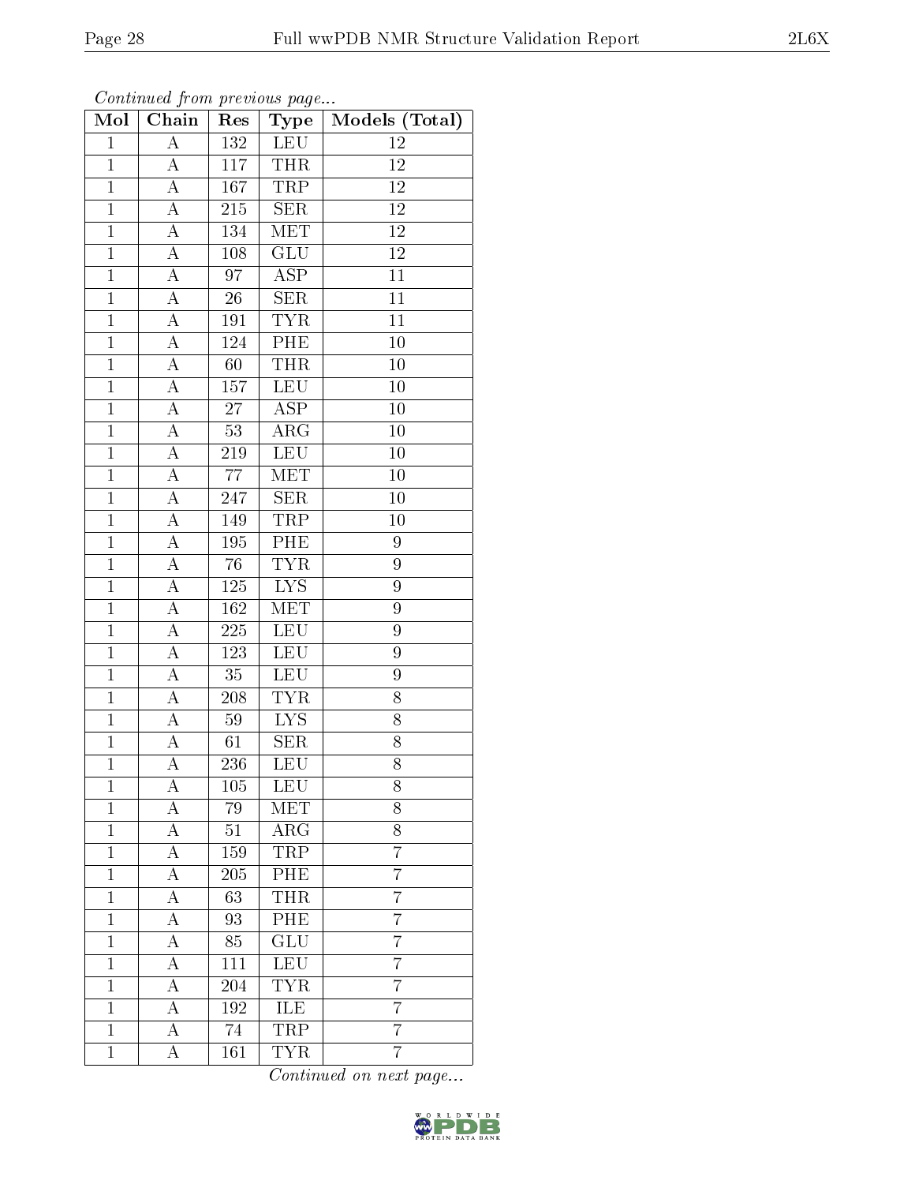*Continued from previous page...*

| Mol | Chain | Res | Type | Models (Total) |
|---|---|---|---|---|
| 1 | A | 132 | LEU | 12 |
| 1 | A | 117 | THR | 12 |
| 1 | A | 167 | TRP | 12 |
| 1 | A | 215 | SER | 12 |
| 1 | A | 134 | MET | 12 |
| 1 | A | 108 | GLU | 12 |
| 1 | A | 97 | ASP | 11 |
| 1 | A | 26 | SER | 11 |
| 1 | A | 191 | TYR | 11 |
| 1 | A | 124 | PHE | 10 |
| 1 | A | 60 | THR | 10 |
| 1 | A | 157 | LEU | 10 |
| 1 | A | 27 | ASP | 10 |
| 1 | A | 53 | ARG | 10 |
| 1 | A | 219 | LEU | 10 |
| 1 | A | 77 | MET | 10 |
| 1 | A | 247 | SER | 10 |
| 1 | A | 149 | TRP | 10 |
| 1 | A | 195 | PHE | 9 |
| 1 | A | 76 | TYR | 9 |
| 1 | A | 125 | LYS | 9 |
| 1 | A | 162 | MET | 9 |
| 1 | A | 225 | LEU | 9 |
| 1 | A | 123 | LEU | 9 |
| 1 | A | 35 | LEU | 9 |
| 1 | A | 208 | TYR | 8 |
| 1 | A | 59 | LYS | 8 |
| 1 | A | 61 | SER | 8 |
| 1 | A | 236 | LEU | 8 |
| 1 | A | 105 | LEU | 8 |
| 1 | A | 79 | MET | 8 |
| 1 | A | 51 | ARG | 8 |
| 1 | A | 159 | TRP | 7 |
| 1 | A | 205 | PHE | 7 |
| 1 | A | 63 | THR | 7 |
| 1 | A | 93 | PHE | 7 |
| 1 | A | 85 | GLU | 7 |
| 1 | A | 111 | LEU | 7 |
| 1 | A | 204 | TYR | 7 |
| 1 | A | 192 | ILE | 7 |
| 1 | A | 74 | TRP | 7 |
| 1 | A | 161 | TYR | 7 |

*Continued on next page...*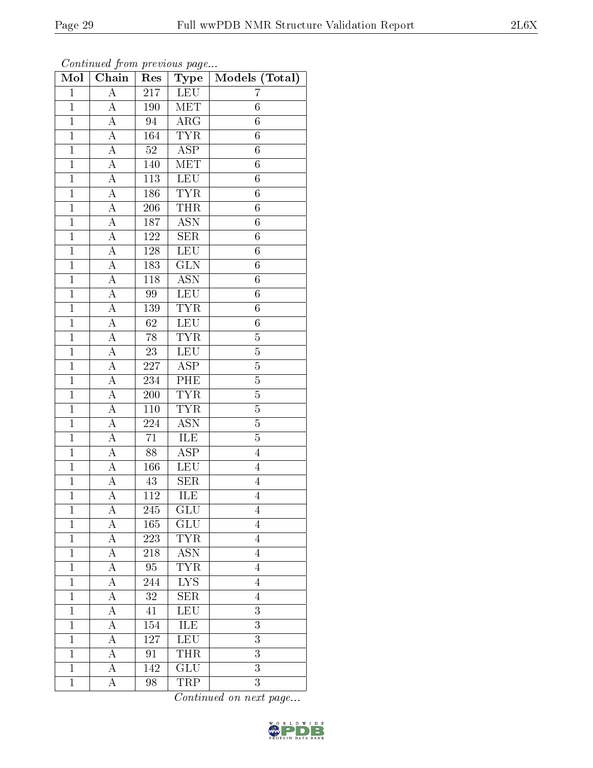*Continued from previous page...*

| Mol | Chain | Res | Type | Models (Total) |
|---|---|---|---|---|
| 1 | A | 217 | LEU | 7 |
| 1 | A | 190 | MET | 6 |
| 1 | A | 94 | ARG | 6 |
| 1 | A | 164 | TYR | 6 |
| 1 | A | 52 | ASP | 6 |
| 1 | A | 140 | MET | 6 |
| 1 | A | 113 | LEU | 6 |
| 1 | A | 186 | TYR | 6 |
| 1 | A | 206 | THR | 6 |
| 1 | A | 187 | ASN | 6 |
| 1 | A | 122 | SER | 6 |
| 1 | A | 128 | LEU | 6 |
| 1 | A | 183 | GLN | 6 |
| 1 | A | 118 | ASN | 6 |
| 1 | A | 99 | LEU | 6 |
| 1 | A | 139 | TYR | 6 |
| 1 | A | 62 | LEU | 6 |
| 1 | A | 78 | TYR | 5 |
| 1 | A | 23 | LEU | 5 |
| 1 | A | 227 | ASP | 5 |
| 1 | A | 234 | PHE | 5 |
| 1 | A | 200 | TYR | 5 |
| 1 | A | 110 | TYR | 5 |
| 1 | A | 224 | ASN | 5 |
| 1 | A | 71 | ILE | 5 |
| 1 | A | 88 | ASP | 4 |
| 1 | A | 166 | LEU | 4 |
| 1 | A | 43 | SER | 4 |
| 1 | A | 112 | ILE | 4 |
| 1 | A | 245 | GLU | 4 |
| 1 | A | 165 | GLU | 4 |
| 1 | A | 223 | TYR | 4 |
| 1 | A | 218 | ASN | 4 |
| 1 | A | 95 | TYR | 4 |
| 1 | A | 244 | LYS | 4 |
| 1 | A | 32 | SER | 4 |
| 1 | A | 41 | LEU | 3 |
| 1 | A | 154 | ILE | 3 |
| 1 | A | 127 | LEU | 3 |
| 1 | A | 91 | THR | 3 |
| 1 | A | 142 | GLU | 3 |
| 1 | A | 98 | TRP | 3 |

*Continued on next page...*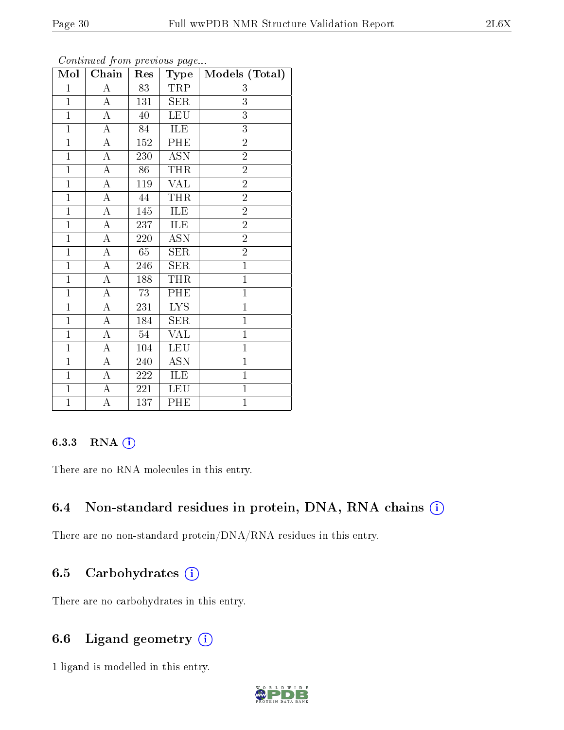*Continued from previous page...*

| Mol | Chain | Res | Type | Models (Total) |
|---|---|---|---|---|
| 1 | A | 83 | TRP | 3 |
| 1 | A | 131 | SER | 3 |
| 1 | A | 40 | LEU | 3 |
| 1 | A | 84 | ILE | 3 |
| 1 | A | 152 | PHE | 2 |
| 1 | A | 230 | ASN | 2 |
| 1 | A | 86 | THR | 2 |
| 1 | A | 119 | VAL | 2 |
| 1 | A | 44 | THR | 2 |
| 1 | A | 145 | ILE | 2 |
| 1 | A | 237 | ILE | 2 |
| 1 | A | 220 | ASN | 2 |
| 1 | A | 65 | SER | 2 |
| 1 | A | 246 | SER | 1 |
| 1 | A | 188 | THR | 1 |
| 1 | A | 73 | PHE | 1 |
| 1 | A | 231 | LYS | 1 |
| 1 | A | 184 | SER | 1 |
| 1 | A | 54 | VAL | 1 |
| 1 | A | 104 | LEU | 1 |
| 1 | A | 240 | ASN | 1 |
| 1 | A | 222 | ILE | 1 |
| 1 | A | 221 | LEU | 1 |
| 1 | A | 137 | PHE | 1 |

### 6.3.3 RNA

There are no RNA molecules in this entry.

## 6.4 Non-standard residues in protein, DNA, RNA chains

There are no non-standard protein/DNA/RNA residues in this entry.

## 6.5 Carbohydrates

There are no carbohydrates in this entry.

## 6.6 Ligand geometry

1 ligand is modelled in this entry.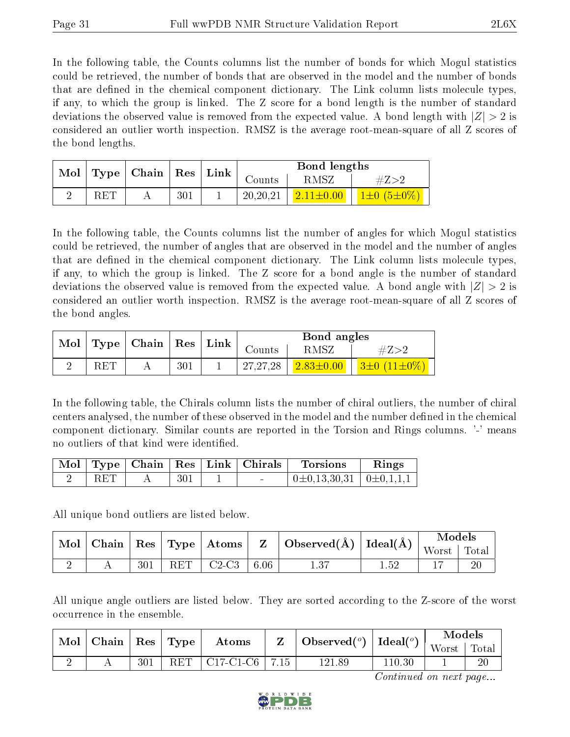In the following table, the Counts columns list the number of bonds for which Mogul statistics could be retrieved, the number of bonds that are observed in the model and the number of bonds that are defined in the chemical component dictionary. The Link column lists molecule types, if any, to which the group is linked. The Z score for a bond length is the number of standard deviations the observed value is removed from the expected value. A bond length with $|Z| > 2$ is considered an outlier worth inspection. RMSZ is the average root-mean-square of all Z scores of the bond lengths.

| Mol | Type | Chain | Res | Link | Bond lengths | | |
|---|---|---|---|---|---|---|---|
| | | | | | Counts | RMSZ | #Z>2 |
| 2 | RET | A | 301 | 1 | 20,20,21 | 2.11±0.00 | 1±0 (5±0%) |

In the following table, the Counts columns list the number of angles for which Mogul statistics could be retrieved, the number of angles that are observed in the model and the number of angles that are defined in the chemical component dictionary. The Link column lists molecule types, if any, to which the group is linked. The Z score for a bond angle is the number of standard deviations the observed value is removed from the expected value. A bond angle with $|Z| > 2$ is considered an outlier worth inspection. RMSZ is the average root-mean-square of all Z scores of the bond angles.

| Mol | Type | Chain | Res | Link | Bond angles | | |
|---|---|---|---|---|---|---|---|
| | | | | | Counts | RMSZ | #Z>2 |
| 2 | RET | A | 301 | 1 | 27,27,28 | 2.83±0.00 | 3±0 (11±0%) |

In the following table, the Chirals column lists the number of chiral outliers, the number of chiral centers analysed, the number of these observed in the model and the number defined in the chemical component dictionary. Similar counts are reported in the Torsion and Rings columns. '-' means no outliers of that kind were identified.

| Mol | Type | Chain | Res | Link | Chirals | Torsions | Rings |
|---|---|---|---|---|---|---|---|
| 2 | RET | A | 301 | 1 | - | 0±0,13,30,31 | 0±0,1,1,1 |

All unique bond outliers are listed below.

| Mol | Chain | Res | Type | Atoms | Z | Observed(Å) | Ideal(Å) | Models | |
|---|---|---|---|---|---|---|---|---|---|
| | | | | | | | | Worst | Total |
| 2 | A | 301 | RET | C2-C3 | 6.06 | 1.37 | 1.52 | 17 | 20 |

All unique angle outliers are listed below. They are sorted according to the Z-score of the worst occurrence in the ensemble.

| Mol | Chain | Res | Type | Atoms | Z | Observed(°) | Ideal(°) | Models | |
|---|---|---|---|---|---|---|---|---|---|
| | | | | | | | | Worst | Total |
| 2 | A | 301 | RET | C17-C1-C6 | 7.15 | 121.89 | 110.30 | 1 | 20 |

*Continued on next page...*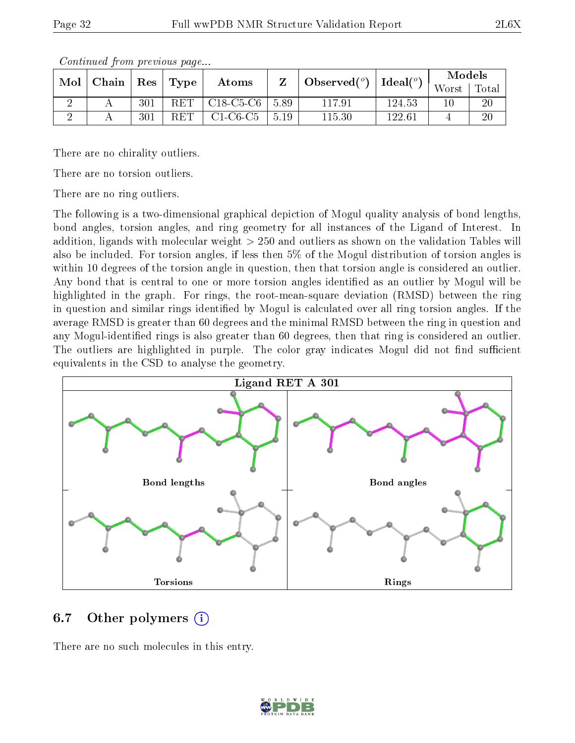*Continued from previous page...*

| Mol | Chain | Res | Type | Atoms | Z | Observed(°) | Ideal(°) | Models | |
|---|---|---|---|---|---|---|---|---|---|
| | | | | | | | | Worst | Total |
| 2 | A | 301 | RET | C18-C5-C6 | 5.89 | 117.91 | 124.53 | 10 | 20 |
| 2 | A | 301 | RET | C1-C6-C5 | 5.19 | 115.30 | 122.61 | 4 | 20 |

There are no chirality outliers.

There are no torsion outliers.

There are no ring outliers.

The following is a two-dimensional graphical depiction of Mogul quality analysis of bond lengths, bond angles, torsion angles, and ring geometry for all instances of the Ligand of Interest. In addition, ligands with molecular weight > 250 and outliers as shown on the validation Tables will also be included. For torsion angles, if less then 5% of the Mogul distribution of torsion angles is within 10 degrees of the torsion angle in question, then that torsion angle is considered an outlier. Any bond that is central to one or more torsion angles identified as an outlier by Mogul will be highlighted in the graph. For rings, the root-mean-square deviation (RMSD) between the ring in question and similar rings identified by Mogul is calculated over all ring torsion angles. If the average RMSD is greater than 60 degrees and the minimal RMSD between the ring in question and any Mogul-identified rings is also greater than 60 degrees, then that ring is considered an outlier. The outliers are highlighted in purple. The color gray indicates Mogul did not find sufficient equivalents in the CSD to analyse the geometry.

Ligand RET A 301

Bond lengths

Bond angles

Torsions

Rings

## 6.7 Other polymers

There are no such molecules in this entry.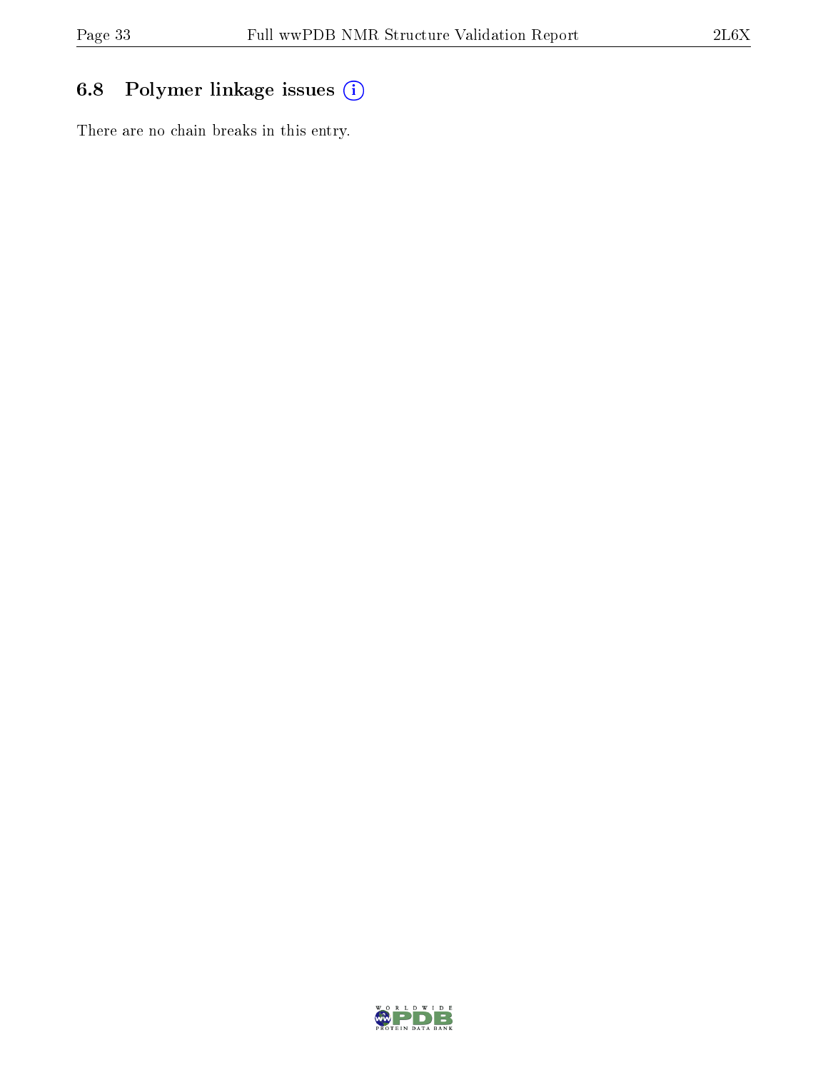### 6.8 Polymer linkage issues

There are no chain breaks in this entry.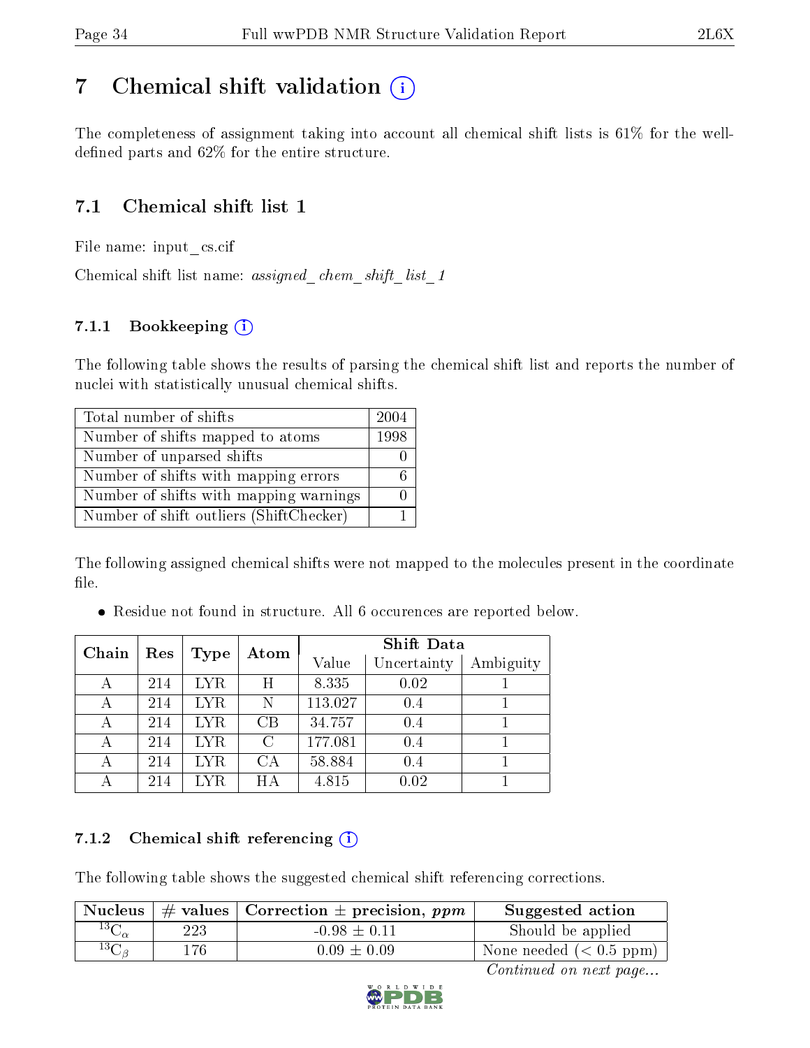# 7 Chemical shift validation (i)

The completeness of assignment taking into account all chemical shift lists is 61% for the well-defined parts and 62% for the entire structure.

## 7.1 Chemical shift list 1

File name: input_cs.cif

Chemical shift list name: *assigned_chem_shift_list_1*

### 7.1.1 Bookkeeping (i)

The following table shows the results of parsing the chemical shift list and reports the number of nuclei with statistically unusual chemical shifts.

| Total number of shifts | 2004 |
|---|---|
| Number of shifts mapped to atoms | 1998 |
| Number of unparsed shifts | 0 |
| Number of shifts with mapping errors | 6 |
| Number of shifts with mapping warnings | 0 |
| Number of shift outliers (ShiftChecker) | 1 |

The following assigned chemical shifts were not mapped to the molecules present in the coordinate file.

- Residue not found in structure. All 6 occurences are reported below.

| Chain | Res | Type | Atom | Shift Data | | |
|---|---|---|---|---|---|---|
| | | | | Value | Uncertainty | Ambiguity |
| A | 214 | LYR | H | 8.335 | 0.02 | 1 |
| A | 214 | LYR | N | 113.027 | 0.4 | 1 |
| A | 214 | LYR | CB | 34.757 | 0.4 | 1 |
| A | 214 | LYR | C | 177.081 | 0.4 | 1 |
| A | 214 | LYR | CA | 58.884 | 0.4 | 1 |
| A | 214 | LYR | HA | 4.815 | 0.02 | 1 |

### 7.1.2 Chemical shift referencing (i)

The following table shows the suggested chemical shift referencing corrections.

| Nucleus | # values | Correction ± precision, *ppm* | Suggested action |
|---|---|---|---|
| $^{13}C_{\alpha}$ | 223 | -0.98 ± 0.11 | Should be applied |
| $^{13}C_{\beta}$ | 176 | 0.09 ± 0.09 | None needed (< 0.5 ppm) |

*Continued on next page...*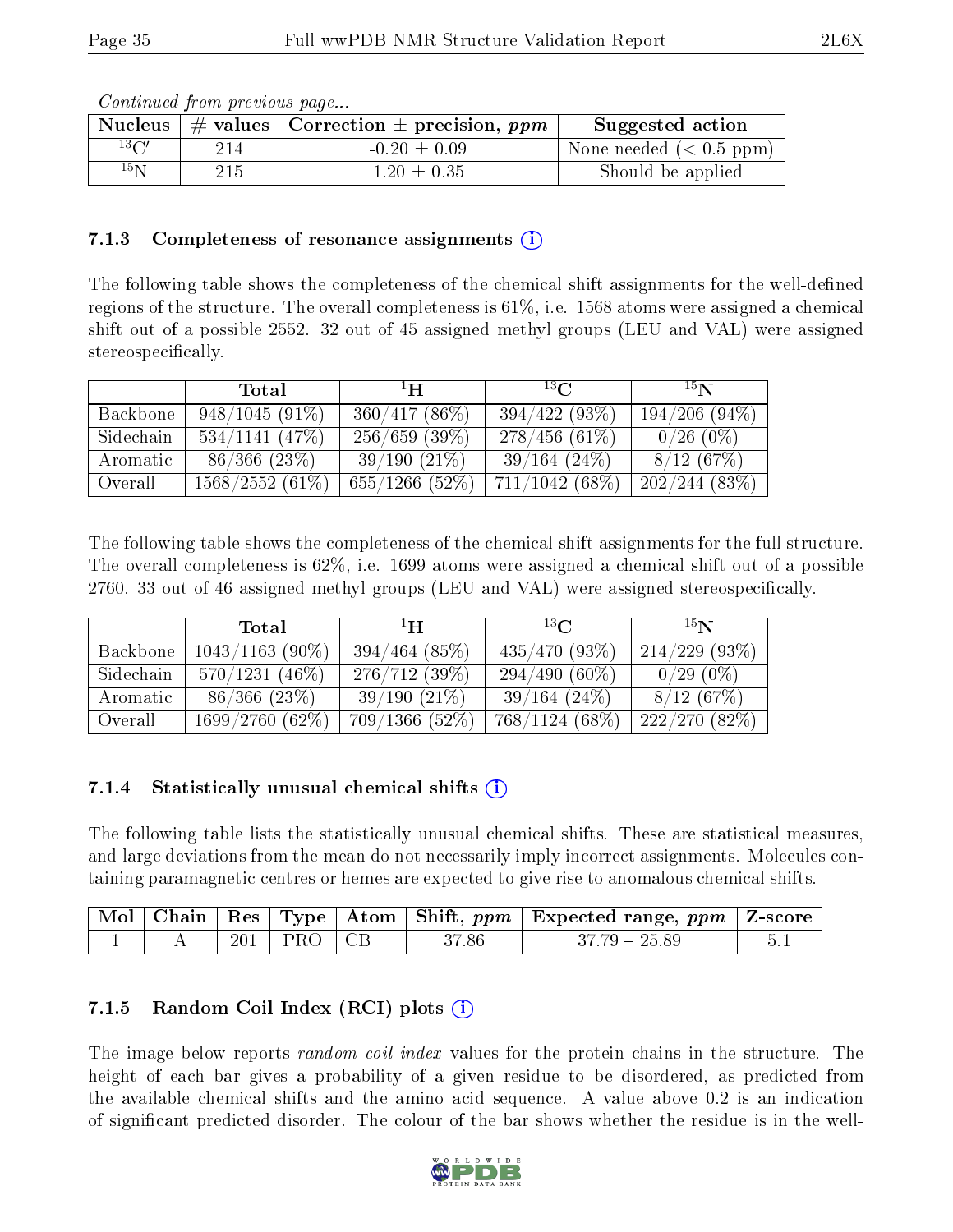*Continued from previous page...*

| Nucleus | # values | Correction ± precision, *ppm* | Suggested action |
|---|---|---|---|
| $^{13}C'$ | 214 | -0.20 ± 0.09 | None needed (< 0.5 ppm) |
| $^{15}N$ | 215 | 1.20 ± 0.35 | Should be applied |

### 7.1.3 Completeness of resonance assignments

The following table shows the completeness of the chemical shift assignments for the well-defined regions of the structure. The overall completeness is 61%, i.e. 1568 atoms were assigned a chemical shift out of a possible 2552. 32 out of 45 assigned methyl groups (LEU and VAL) were assigned stereospecifically.

| | Total | $^{1}H$ | $^{13}C$ | $^{15}N$ |
|---|---|---|---|---|
| Backbone | 948/1045 (91%) | 360/417 (86%) | 394/422 (93%) | 194/206 (94%) |
| Sidechain | 534/1141 (47%) | 256/659 (39%) | 278/456 (61%) | 0/26 (0%) |
| Aromatic | 86/366 (23%) | 39/190 (21%) | 39/164 (24%) | 8/12 (67%) |
| Overall | 1568/2552 (61%) | 655/1266 (52%) | 711/1042 (68%) | 202/244 (83%) |

The following table shows the completeness of the chemical shift assignments for the full structure. The overall completeness is 62%, i.e. 1699 atoms were assigned a chemical shift out of a possible 2760. 33 out of 46 assigned methyl groups (LEU and VAL) were assigned stereospecifically.

| | Total | $^{1}H$ | $^{13}C$ | $^{15}N$ |
|---|---|---|---|---|
| Backbone | 1043/1163 (90%) | 394/464 (85%) | 435/470 (93%) | 214/229 (93%) |
| Sidechain | 570/1231 (46%) | 276/712 (39%) | 294/490 (60%) | 0/29 (0%) |
| Aromatic | 86/366 (23%) | 39/190 (21%) | 39/164 (24%) | 8/12 (67%) |
| Overall | 1699/2760 (62%) | 709/1366 (52%) | 768/1124 (68%) | 222/270 (82%) |

### 7.1.4 Statistically unusual chemical shifts

The following table lists the statistically unusual chemical shifts. These are statistical measures, and large deviations from the mean do not necessarily imply incorrect assignments. Molecules containing paramagnetic centres or hemes are expected to give rise to anomalous chemical shifts.

| Mol | Chain | Res | Type | Atom | Shift, *ppm* | Expected range, *ppm* | Z-score |
|---|---|---|---|---|---|---|---|
| 1 | A | 201 | PRO | CB | 37.86 | 37.79 – 25.89 | 5.1 |

### 7.1.5 Random Coil Index (RCI) plots

The image below reports *random coil index* values for the protein chains in the structure. The height of each bar gives a probability of a given residue to be disordered, as predicted from the available chemical shifts and the amino acid sequence. A value above 0.2 is an indication of significant predicted disorder. The colour of the bar shows whether the residue is in the well-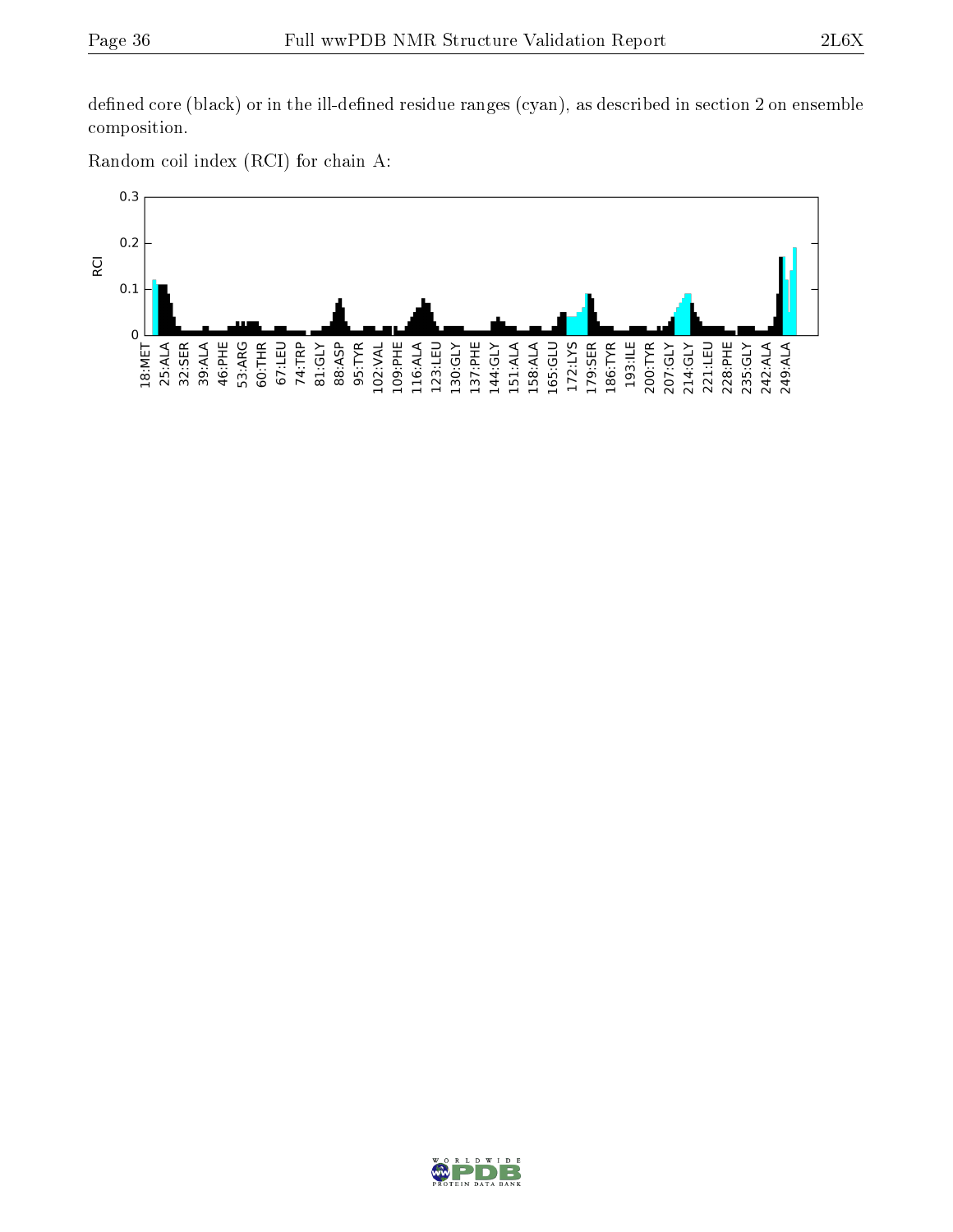defined core (black) or in the ill-defined residue ranges (cyan), as described in section 2 on ensemble composition.

Random coil index (RCI) for chain A:

0.3
0.2
0.1
0
RCI
18:MET
25:ALA
32:SER
39:ALA
46:PHE
53:ARG
60:THR
67:LEU
74:TRP
81:GLY
88:ASP
95:TYR
102:VAL
109:PHE
116:ALA
123:LEU
130:GLY
137:PHE
144:GLY
151:ALA
158:ALA
165:GLU
172:LYS
179:SER
186:TYR
193:ILE
200:TYR
207:GLY
214:GLY
221:LEU
228:PHE
235:GLY
242:ALA
249:ALA